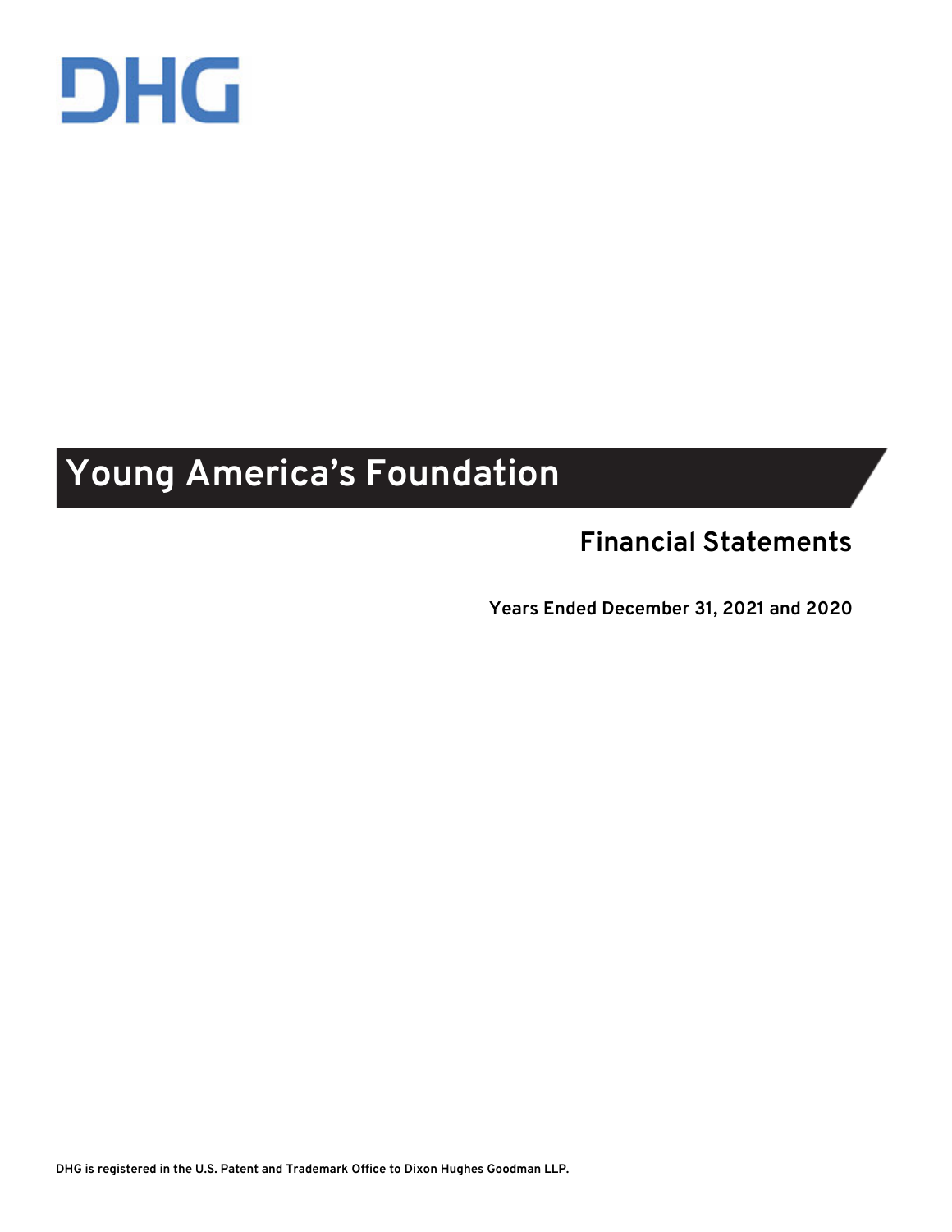DHG

# Young America's Foundation

## Financial Statements

**Years Ended December 31, 2021 and 2020**

DHG is registered in the U.S. Patent and Trademark Office to Dixon Hughes Goodman LLP.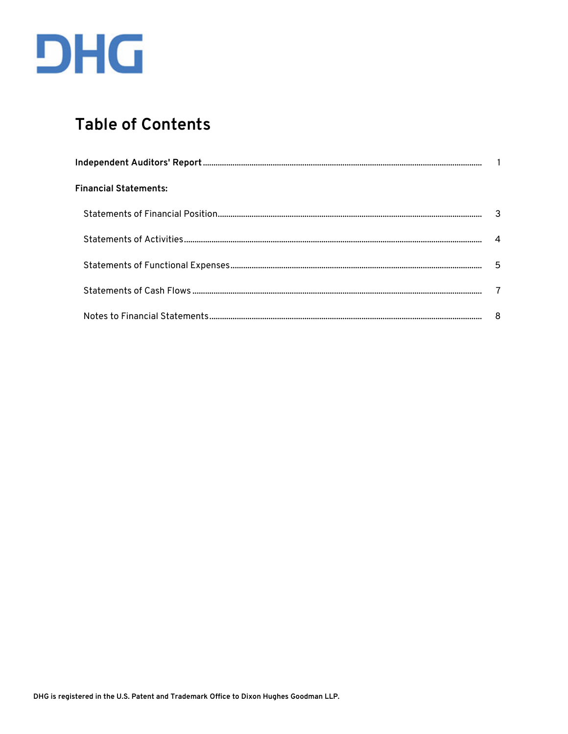DHG

# Table of Contents

| | |
|---|---|
| **Independent Auditors' Report** | 1 |
| **Financial Statements:** | |
| Statements of Financial Position | 3 |
| Statements of Activities | 4 |
| Statements of Functional Expenses | 5 |
| Statements of Cash Flows | 7 |
| Notes to Financial Statements | 8 |

**DHG is registered in the U.S. Patent and Trademark Office to Dixon Hughes Goodman LLP.**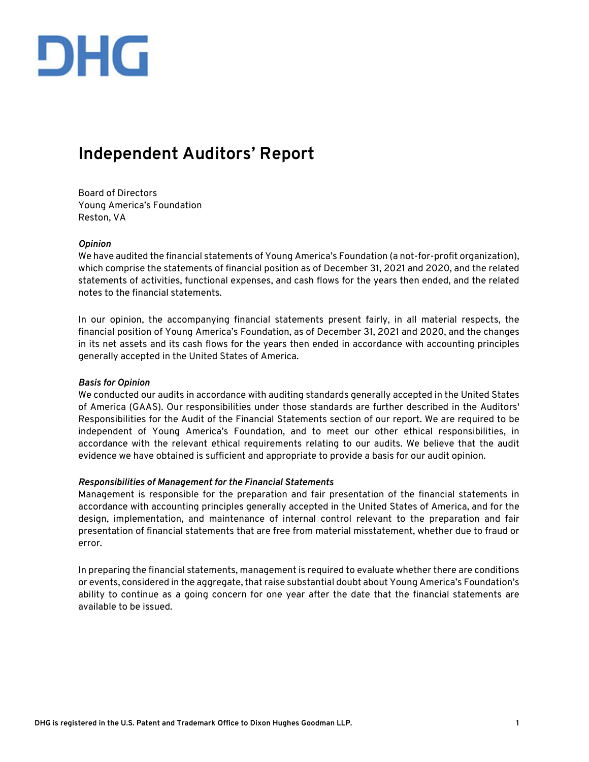DHG

# Independent Auditors' Report

Board of Directors
Young America's Foundation
Reston, VA

***Opinion***
We have audited the financial statements of Young America's Foundation (a not-for-profit organization), which comprise the statements of financial position as of December 31, 2021 and 2020, and the related statements of activities, functional expenses, and cash flows for the years then ended, and the related notes to the financial statements.

In our opinion, the accompanying financial statements present fairly, in all material respects, the financial position of Young America's Foundation, as of December 31, 2021 and 2020, and the changes in its net assets and its cash flows for the years then ended in accordance with accounting principles generally accepted in the United States of America.

***Basis for Opinion***
We conducted our audits in accordance with auditing standards generally accepted in the United States of America (GAAS). Our responsibilities under those standards are further described in the Auditors' Responsibilities for the Audit of the Financial Statements section of our report. We are required to be independent of Young America's Foundation, and to meet our other ethical responsibilities, in accordance with the relevant ethical requirements relating to our audits. We believe that the audit evidence we have obtained is sufficient and appropriate to provide a basis for our audit opinion.

***Responsibilities of Management for the Financial Statements***
Management is responsible for the preparation and fair presentation of the financial statements in accordance with accounting principles generally accepted in the United States of America, and for the design, implementation, and maintenance of internal control relevant to the preparation and fair presentation of financial statements that are free from material misstatement, whether due to fraud or error.

In preparing the financial statements, management is required to evaluate whether there are conditions or events, considered in the aggregate, that raise substantial doubt about Young America's Foundation's ability to continue as a going concern for one year after the date that the financial statements are available to be issued.

DHG is registered in the U.S. Patent and Trademark Office to Dixon Hughes Goodman LLP.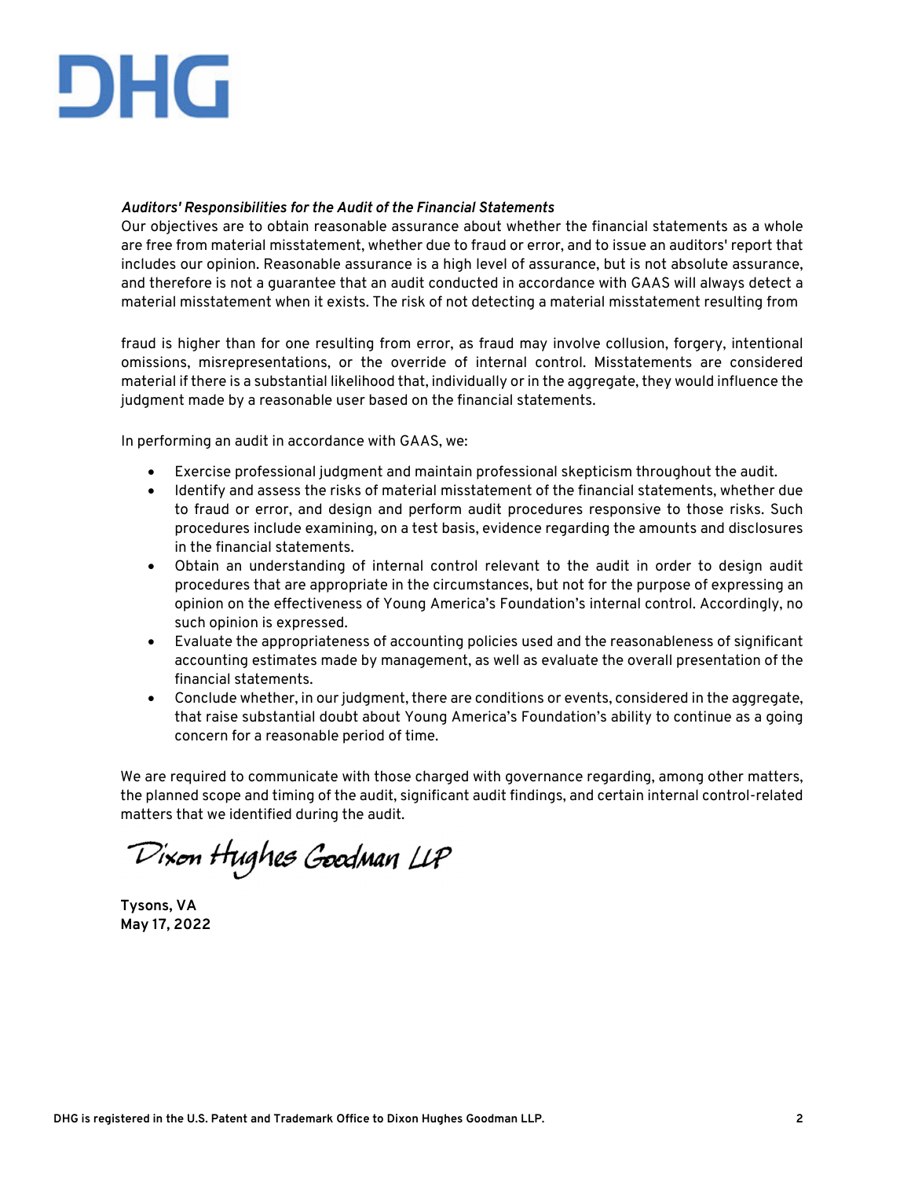*Auditors' Responsibilities for the Audit of the Financial Statements*
Our objectives are to obtain reasonable assurance about whether the financial statements as a whole are free from material misstatement, whether due to fraud or error, and to issue an auditors' report that includes our opinion. Reasonable assurance is a high level of assurance, but is not absolute assurance, and therefore is not a guarantee that an audit conducted in accordance with GAAS will always detect a material misstatement when it exists. The risk of not detecting a material misstatement resulting from fraud is higher than for one resulting from error, as fraud may involve collusion, forgery, intentional omissions, misrepresentations, or the override of internal control. Misstatements are considered material if there is a substantial likelihood that, individually or in the aggregate, they would influence the judgment made by a reasonable user based on the financial statements.

In performing an audit in accordance with GAAS, we:

- Exercise professional judgment and maintain professional skepticism throughout the audit.
- Identify and assess the risks of material misstatement of the financial statements, whether due to fraud or error, and design and perform audit procedures responsive to those risks. Such procedures include examining, on a test basis, evidence regarding the amounts and disclosures in the financial statements.
- Obtain an understanding of internal control relevant to the audit in order to design audit procedures that are appropriate in the circumstances, but not for the purpose of expressing an opinion on the effectiveness of Young America's Foundation's internal control. Accordingly, no such opinion is expressed.
- Evaluate the appropriateness of accounting policies used and the reasonableness of significant accounting estimates made by management, as well as evaluate the overall presentation of the financial statements.
- Conclude whether, in our judgment, there are conditions or events, considered in the aggregate, that raise substantial doubt about Young America's Foundation's ability to continue as a going concern for a reasonable period of time.

We are required to communicate with those charged with governance regarding, among other matters, the planned scope and timing of the audit, significant audit findings, and certain internal control-related matters that we identified during the audit.

Dixon Hughes Goodman LLP

**Tysons, VA**
**May 17, 2022**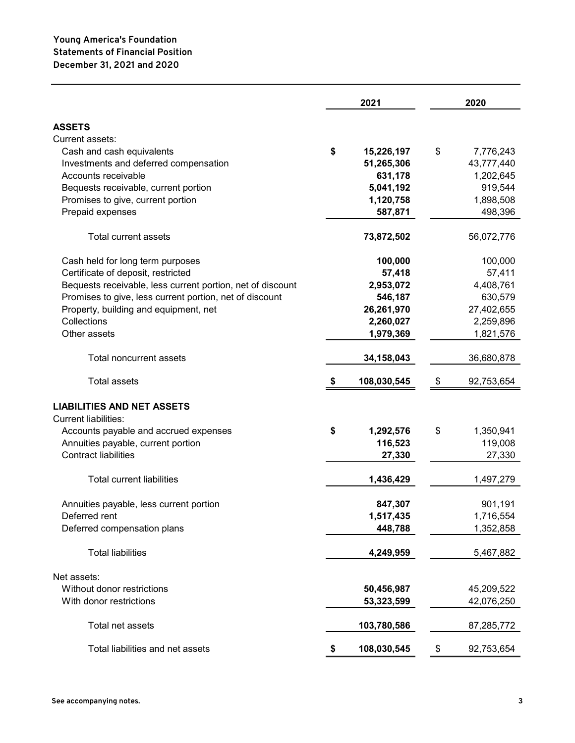**Young America's Foundation**
**Statements of Financial Position**
**December 31, 2021 and 2020**

| | 2021 | 2020 |
|---|---|---|
| **ASSETS** | | |
| Current assets: | | |
| Cash and cash equivalents | **$ 15,226,197** | $ 7,776,243 |
| Investments and deferred compensation | **51,265,306** | 43,777,440 |
| Accounts receivable | **631,178** | 1,202,645 |
| Bequests receivable, current portion | **5,041,192** | 919,544 |
| Promises to give, current portion | **1,120,758** | 1,898,508 |
| Prepaid expenses | **587,871** | 498,396 |
| Total current assets | **73,872,502** | 56,072,776 |
| Cash held for long term purposes | **100,000** | 100,000 |
| Certificate of deposit, restricted | **57,418** | 57,411 |
| Bequests receivable, less current portion, net of discount | **2,953,072** | 4,408,761 |
| Promises to give, less current portion, net of discount | **546,187** | 630,579 |
| Property, building and equipment, net | **26,261,970** | 27,402,655 |
| Collections | **2,260,027** | 2,259,896 |
| Other assets | **1,979,369** | 1,821,576 |
| Total noncurrent assets | **34,158,043** | 36,680,878 |
| Total assets | **$ 108,030,545** | $ 92,753,654 |
| **LIABILITIES AND NET ASSETS** | | |
| Current liabilities: | | |
| Accounts payable and accrued expenses | **$ 1,292,576** | $ 1,350,941 |
| Annuities payable, current portion | **116,523** | 119,008 |
| Contract liabilities | **27,330** | 27,330 |
| Total current liabilities | **1,436,429** | 1,497,279 |
| Annuities payable, less current portion | **847,307** | 901,191 |
| Deferred rent | **1,517,435** | 1,716,554 |
| Deferred compensation plans | **448,788** | 1,352,858 |
| Total liabilities | **4,249,959** | 5,467,882 |
| Net assets: | | |
| Without donor restrictions | **50,456,987** | 45,209,522 |
| With donor restrictions | **53,323,599** | 42,076,250 |
| Total net assets | **103,780,586** | 87,285,772 |
| Total liabilities and net assets | **$ 108,030,545** | $ 92,753,654 |

**See accompanying notes.**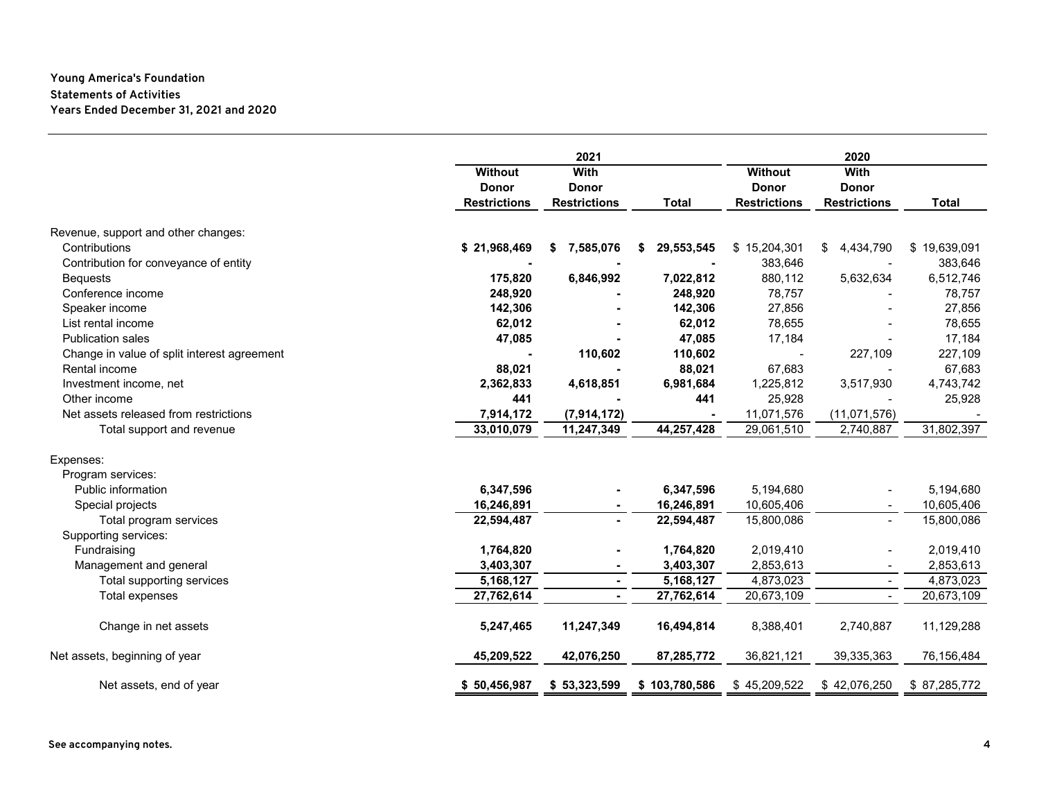**Young America's Foundation**
**Statements of Activities**
**Years Ended December 31, 2021 and 2020**

| | 2021 | | | 2020 | | |
|---|---|---|---|---|---|---|
| | **Without Donor Restrictions** | **With Donor Restrictions** | **Total** | **Without Donor Restrictions** | **With Donor Restrictions** | **Total** |
| Revenue, support and other changes: | | | | | | |
| Contributions | **$ 21,968,469** | **$ 7,585,076** | **$ 29,553,545** | $ 15,204,301 | $ 4,434,790 | $ 19,639,091 |
| Contribution for conveyance of entity | **-** | **-** | **-** | 383,646 | - | 383,646 |
| Bequests | **175,820** | **6,846,992** | **7,022,812** | 880,112 | 5,632,634 | 6,512,746 |
| Conference income | **248,920** | **-** | **248,920** | 78,757 | - | 78,757 |
| Speaker income | **142,306** | **-** | **142,306** | 27,856 | - | 27,856 |
| List rental income | **62,012** | **-** | **62,012** | 78,655 | - | 78,655 |
| Publication sales | **47,085** | **-** | **47,085** | 17,184 | - | 17,184 |
| Change in value of split interest agreement | **-** | **110,602** | **110,602** | - | 227,109 | 227,109 |
| Rental income | **88,021** | **-** | **88,021** | 67,683 | - | 67,683 |
| Investment income, net | **2,362,833** | **4,618,851** | **6,981,684** | 1,225,812 | 3,517,930 | 4,743,742 |
| Other income | **441** | **-** | **441** | 25,928 | - | 25,928 |
| Net assets released from restrictions | **7,914,172** | **(7,914,172)** | **-** | 11,071,576 | (11,071,576) | - |
| Total support and revenue | **33,010,079** | **11,247,349** | **44,257,428** | 29,061,510 | 2,740,887 | 31,802,397 |
| Expenses: | | | | | | |
| Program services: | | | | | | |
| Public information | **6,347,596** | **-** | **6,347,596** | 5,194,680 | - | 5,194,680 |
| Special projects | **16,246,891** | **-** | **16,246,891** | 10,605,406 | - | 10,605,406 |
| Total program services | **22,594,487** | **-** | **22,594,487** | 15,800,086 | - | 15,800,086 |
| Supporting services: | | | | | | |
| Fundraising | **1,764,820** | **-** | **1,764,820** | 2,019,410 | - | 2,019,410 |
| Management and general | **3,403,307** | **-** | **3,403,307** | 2,853,613 | - | 2,853,613 |
| Total supporting services | **5,168,127** | **-** | **5,168,127** | 4,873,023 | - | 4,873,023 |
| Total expenses | **27,762,614** | **-** | **27,762,614** | 20,673,109 | - | 20,673,109 |
| Change in net assets | **5,247,465** | **11,247,349** | **16,494,814** | 8,388,401 | 2,740,887 | 11,129,288 |
| Net assets, beginning of year | **45,209,522** | **42,076,250** | **87,285,772** | 36,821,121 | 39,335,363 | 76,156,484 |
| Net assets, end of year | **$ 50,456,987** | **$ 53,323,599** | **$ 103,780,586** | $ 45,209,522 | $ 42,076,250 | $ 87,285,772 |

**See accompanying notes.**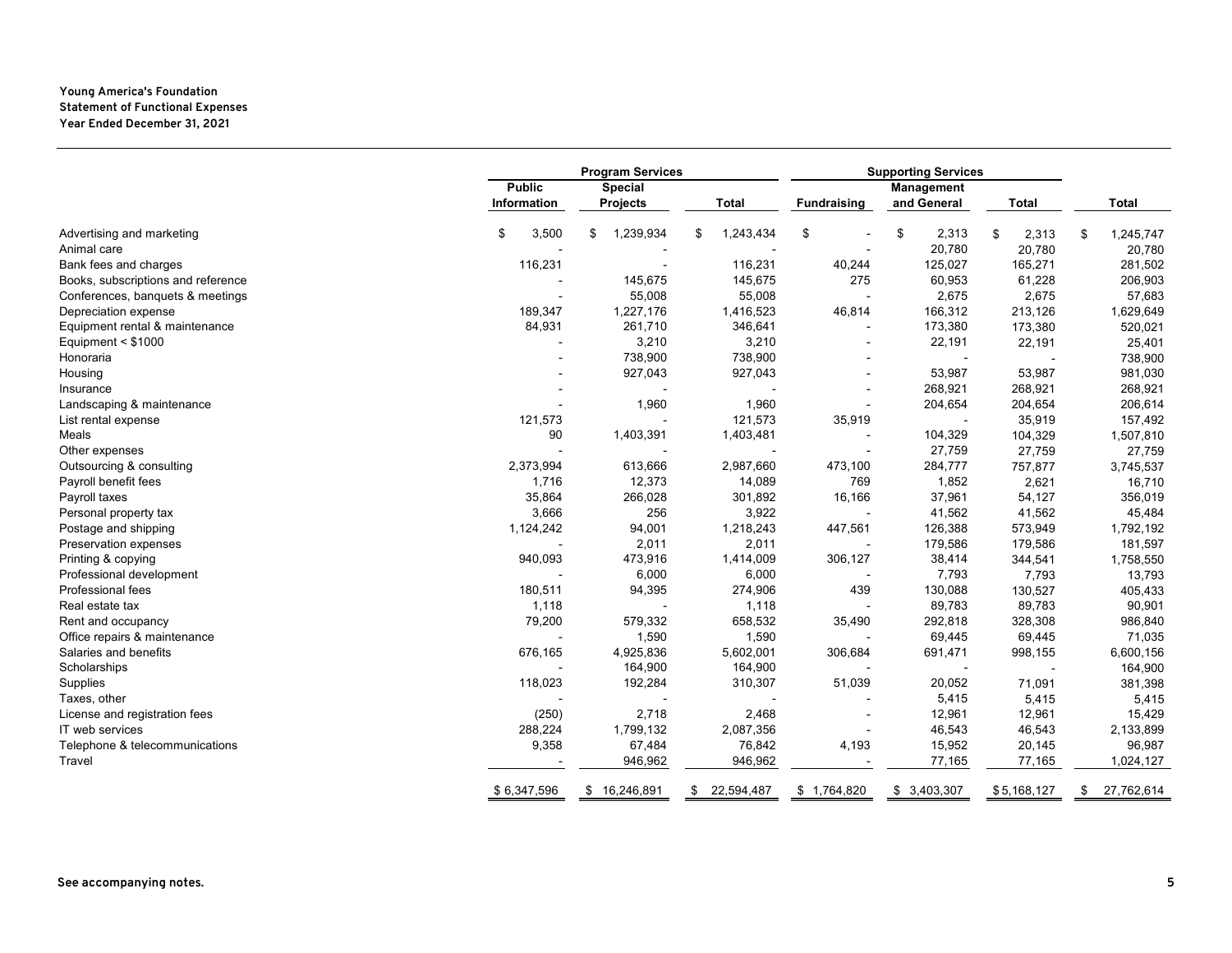**Young America's Foundation**
**Statement of Functional Expenses**
**Year Ended December 31, 2021**

| | Program Services | | | Supporting Services | | | |
|---|---|---|---|---|---|---|---|
| | Public Information | Special Projects | Total | Fundraising | Management and General | Total | Total |
| Advertising and marketing | $ 3,500 | $ 1,239,934 | $ 1,243,434 | $ - | $ 2,313 | $ 2,313 | $ 1,245,747 |
| Animal care | - | - | - | - | 20,780 | 20,780 | 20,780 |
| Bank fees and charges | 116,231 | - | 116,231 | 40,244 | 125,027 | 165,271 | 281,502 |
| Books, subscriptions and reference | - | 145,675 | 145,675 | 275 | 60,953 | 61,228 | 206,903 |
| Conferences, banquets & meetings | - | 55,008 | 55,008 | - | 2,675 | 2,675 | 57,683 |
| Depreciation expense | 189,347 | 1,227,176 | 1,416,523 | 46,814 | 166,312 | 213,126 | 1,629,649 |
| Equipment rental & maintenance | 84,931 | 261,710 | 346,641 | - | 173,380 | 173,380 | 520,021 |
| Equipment < $1000 | - | 3,210 | 3,210 | - | 22,191 | 22,191 | 25,401 |
| Honoraria | - | 738,900 | 738,900 | - | - | - | 738,900 |
| Housing | - | 927,043 | 927,043 | - | 53,987 | 53,987 | 981,030 |
| Insurance | - | - | - | - | 268,921 | 268,921 | 268,921 |
| Landscaping & maintenance | - | 1,960 | 1,960 | - | 204,654 | 204,654 | 206,614 |
| List rental expense | 121,573 | - | 121,573 | 35,919 | - | 35,919 | 157,492 |
| Meals | 90 | 1,403,391 | 1,403,481 | - | 104,329 | 104,329 | 1,507,810 |
| Other expenses | - | - | - | - | 27,759 | 27,759 | 27,759 |
| Outsourcing & consulting | 2,373,994 | 613,666 | 2,987,660 | 473,100 | 284,777 | 757,877 | 3,745,537 |
| Payroll benefit fees | 1,716 | 12,373 | 14,089 | 769 | 1,852 | 2,621 | 16,710 |
| Payroll taxes | 35,864 | 266,028 | 301,892 | 16,166 | 37,961 | 54,127 | 356,019 |
| Personal property tax | 3,666 | 256 | 3,922 | - | 41,562 | 41,562 | 45,484 |
| Postage and shipping | 1,124,242 | 94,001 | 1,218,243 | 447,561 | 126,388 | 573,949 | 1,792,192 |
| Preservation expenses | - | 2,011 | 2,011 | - | 179,586 | 179,586 | 181,597 |
| Printing & copying | 940,093 | 473,916 | 1,414,009 | 306,127 | 38,414 | 344,541 | 1,758,550 |
| Professional development | - | 6,000 | 6,000 | - | 7,793 | 7,793 | 13,793 |
| Professional fees | 180,511 | 94,395 | 274,906 | 439 | 130,088 | 130,527 | 405,433 |
| Real estate tax | 1,118 | - | 1,118 | - | 89,783 | 89,783 | 90,901 |
| Rent and occupancy | 79,200 | 579,332 | 658,532 | 35,490 | 292,818 | 328,308 | 986,840 |
| Office repairs & maintenance | - | 1,590 | 1,590 | - | 69,445 | 69,445 | 71,035 |
| Salaries and benefits | 676,165 | 4,925,836 | 5,602,001 | 306,684 | 691,471 | 998,155 | 6,600,156 |
| Scholarships | - | 164,900 | 164,900 | - | - | - | 164,900 |
| Supplies | 118,023 | 192,284 | 310,307 | 51,039 | 20,052 | 71,091 | 381,398 |
| Taxes, other | - | - | - | - | 5,415 | 5,415 | 5,415 |
| License and registration fees | (250) | 2,718 | 2,468 | - | 12,961 | 12,961 | 15,429 |
| IT web services | 288,224 | 1,799,132 | 2,087,356 | - | 46,543 | 46,543 | 2,133,899 |
| Telephone & telecommunications | 9,358 | 67,484 | 76,842 | 4,193 | 15,952 | 20,145 | 96,987 |
| Travel | - | 946,962 | 946,962 | - | 77,165 | 77,165 | 1,024,127 |
| | $ 6,347,596 | $ 16,246,891 | $ 22,594,487 | $ 1,764,820 | $ 3,403,307 | $ 5,168,127 | $ 27,762,614 |

**See accompanying notes.**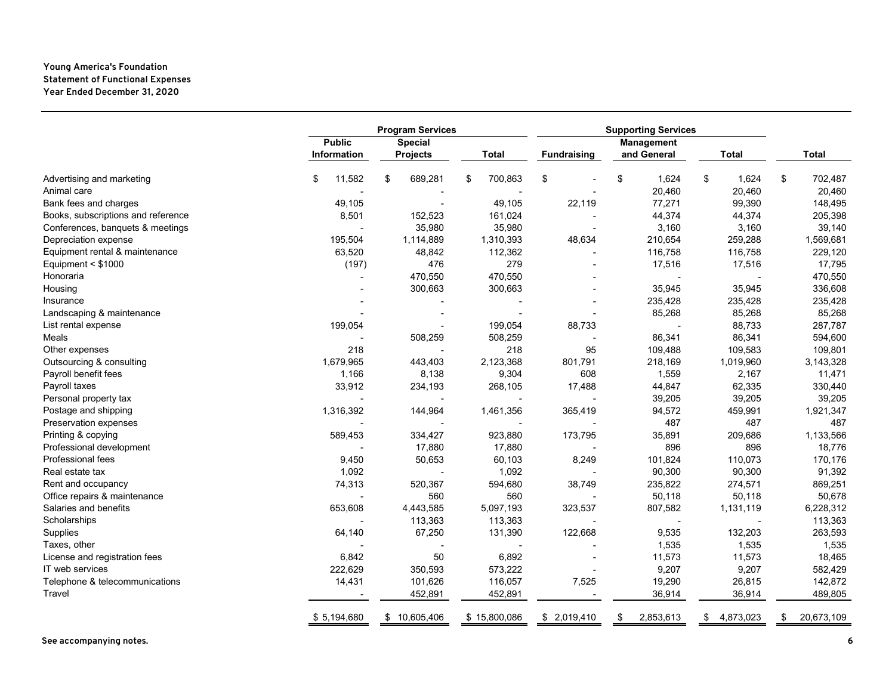**Young America's Foundation**
**Statement of Functional Expenses**
**Year Ended December 31, 2020**

| | Program Services | | | Supporting Services | | | |
|---|---|---|---|---|---|---|---|
| | Public Information | Special Projects | Total | Fundraising | Management and General | Total | Total |
| Advertising and marketing | $ 11,582 | $ 689,281 | $ 700,863 | $ - | $ 1,624 | $ 1,624 | $ 702,487 |
| Animal care | - | - | - | - | 20,460 | 20,460 | 20,460 |
| Bank fees and charges | 49,105 | - | 49,105 | 22,119 | 77,271 | 99,390 | 148,495 |
| Books, subscriptions and reference | 8,501 | 152,523 | 161,024 | - | 44,374 | 44,374 | 205,398 |
| Conferences, banquets & meetings | - | 35,980 | 35,980 | - | 3,160 | 3,160 | 39,140 |
| Depreciation expense | 195,504 | 1,114,889 | 1,310,393 | 48,634 | 210,654 | 259,288 | 1,569,681 |
| Equipment rental & maintenance | 63,520 | 48,842 | 112,362 | - | 116,758 | 116,758 | 229,120 |
| Equipment < $1000 | (197) | 476 | 279 | - | 17,516 | 17,516 | 17,795 |
| Honoraria | - | 470,550 | 470,550 | - | - | - | 470,550 |
| Housing | - | 300,663 | 300,663 | - | 35,945 | 35,945 | 336,608 |
| Insurance | - | - | - | - | 235,428 | 235,428 | 235,428 |
| Landscaping & maintenance | - | - | - | - | 85,268 | 85,268 | 85,268 |
| List rental expense | 199,054 | - | 199,054 | 88,733 | - | 88,733 | 287,787 |
| Meals | - | 508,259 | 508,259 | - | 86,341 | 86,341 | 594,600 |
| Other expenses | 218 | - | 218 | 95 | 109,488 | 109,583 | 109,801 |
| Outsourcing & consulting | 1,679,965 | 443,403 | 2,123,368 | 801,791 | 218,169 | 1,019,960 | 3,143,328 |
| Payroll benefit fees | 1,166 | 8,138 | 9,304 | 608 | 1,559 | 2,167 | 11,471 |
| Payroll taxes | 33,912 | 234,193 | 268,105 | 17,488 | 44,847 | 62,335 | 330,440 |
| Personal property tax | - | - | - | - | 39,205 | 39,205 | 39,205 |
| Postage and shipping | 1,316,392 | 144,964 | 1,461,356 | 365,419 | 94,572 | 459,991 | 1,921,347 |
| Preservation expenses | - | - | - | - | 487 | 487 | 487 |
| Printing & copying | 589,453 | 334,427 | 923,880 | 173,795 | 35,891 | 209,686 | 1,133,566 |
| Professional development | - | 17,880 | 17,880 | - | 896 | 896 | 18,776 |
| Professional fees | 9,450 | 50,653 | 60,103 | 8,249 | 101,824 | 110,073 | 170,176 |
| Real estate tax | 1,092 | - | 1,092 | - | 90,300 | 90,300 | 91,392 |
| Rent and occupancy | 74,313 | 520,367 | 594,680 | 38,749 | 235,822 | 274,571 | 869,251 |
| Office repairs & maintenance | - | 560 | 560 | - | 50,118 | 50,118 | 50,678 |
| Salaries and benefits | 653,608 | 4,443,585 | 5,097,193 | 323,537 | 807,582 | 1,131,119 | 6,228,312 |
| Scholarships | - | 113,363 | 113,363 | - | - | - | 113,363 |
| Supplies | 64,140 | 67,250 | 131,390 | 122,668 | 9,535 | 132,203 | 263,593 |
| Taxes, other | - | - | - | - | 1,535 | 1,535 | 1,535 |
| License and registration fees | 6,842 | 50 | 6,892 | - | 11,573 | 11,573 | 18,465 |
| IT web services | 222,629 | 350,593 | 573,222 | - | 9,207 | 9,207 | 582,429 |
| Telephone & telecommunications | 14,431 | 101,626 | 116,057 | 7,525 | 19,290 | 26,815 | 142,872 |
| Travel | - | 452,891 | 452,891 | - | 36,914 | 36,914 | 489,805 |
| | $ 5,194,680 | $ 10,605,406 | $ 15,800,086 | $ 2,019,410 | $ 2,853,613 | $ 4,873,023 | $ 20,673,109 |

**See accompanying notes.**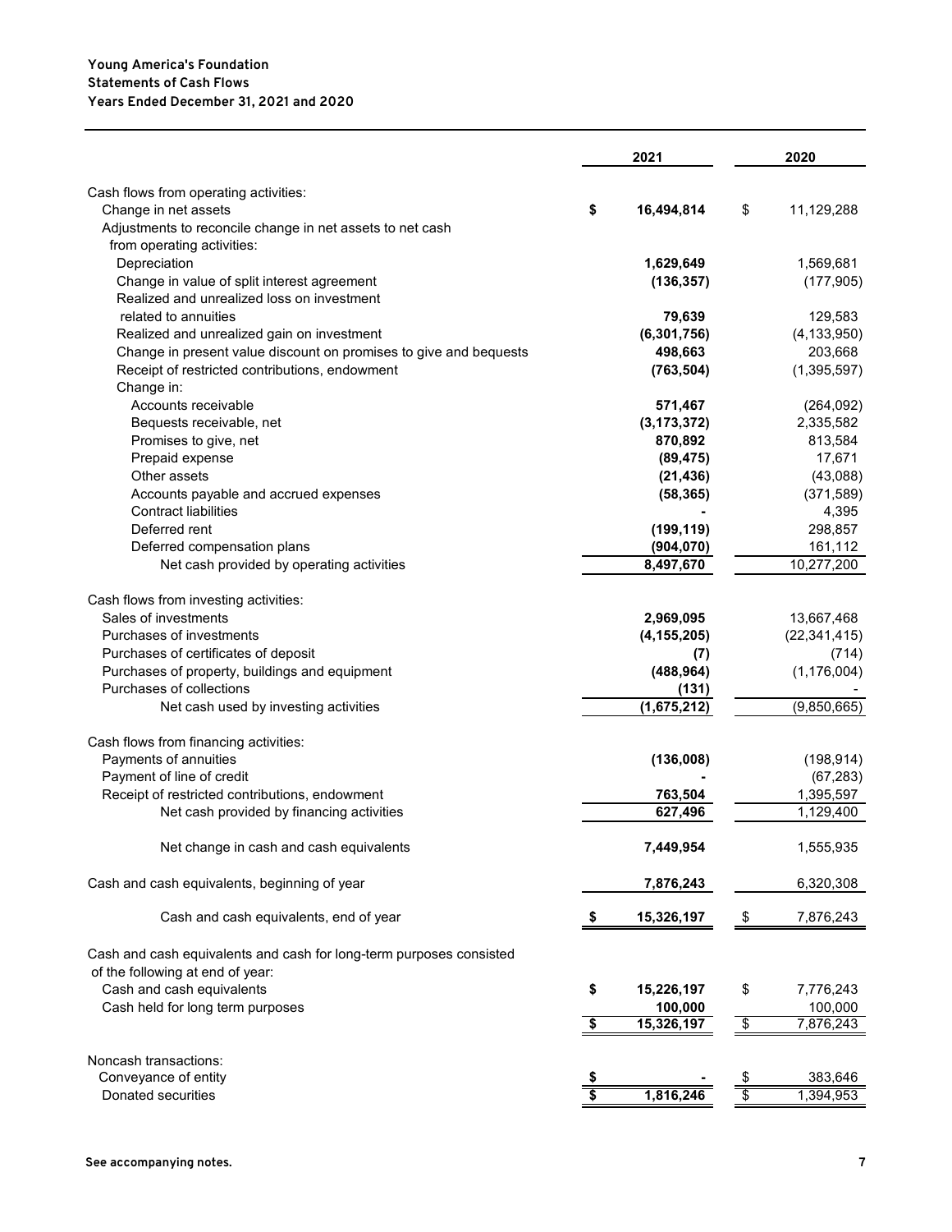**Young America's Foundation**
**Statements of Cash Flows**
**Years Ended December 31, 2021 and 2020**

| | 2021 | 2020 |
|---|---|---|
| Cash flows from operating activities: | | |
| Change in net assets | **$ 16,494,814** | $ 11,129,288 |
| Adjustments to reconcile change in net assets to net cash from operating activities: | | |
| Depreciation | **1,629,649** | 1,569,681 |
| Change in value of split interest agreement | **(136,357)** | (177,905) |
| Realized and unrealized loss on investment related to annuities | **79,639** | 129,583 |
| Realized and unrealized gain on investment | **(6,301,756)** | (4,133,950) |
| Change in present value discount on promises to give and bequests | **498,663** | 203,668 |
| Receipt of restricted contributions, endowment | **(763,504)** | (1,395,597) |
| Change in: | | |
| Accounts receivable | **571,467** | (264,092) |
| Bequests receivable, net | **(3,173,372)** | 2,335,582 |
| Promises to give, net | **870,892** | 813,584 |
| Prepaid expense | **(89,475)** | 17,671 |
| Other assets | **(21,436)** | (43,088) |
| Accounts payable and accrued expenses | **(58,365)** | (371,589) |
| Contract liabilities | **-** | 4,395 |
| Deferred rent | **(199,119)** | 298,857 |
| Deferred compensation plans | **(904,070)** | 161,112 |
| Net cash provided by operating activities | **8,497,670** | 10,277,200 |
| | | |
| Cash flows from investing activities: | | |
| Sales of investments | **2,969,095** | 13,667,468 |
| Purchases of investments | **(4,155,205)** | (22,341,415) |
| Purchases of certificates of deposit | **(7)** | (714) |
| Purchases of property, buildings and equipment | **(488,964)** | (1,176,004) |
| Purchases of collections | **(131)** | - |
| Net cash used by investing activities | **(1,675,212)** | (9,850,665) |
| | | |
| Cash flows from financing activities: | | |
| Payments of annuities | **(136,008)** | (198,914) |
| Payment of line of credit | **-** | (67,283) |
| Receipt of restricted contributions, endowment | **763,504** | 1,395,597 |
| Net cash provided by financing activities | **627,496** | 1,129,400 |
| | | |
| Net change in cash and cash equivalents | **7,449,954** | 1,555,935 |
| | | |
| Cash and cash equivalents, beginning of year | **7,876,243** | 6,320,308 |
| | | |
| Cash and cash equivalents, end of year | **$ 15,326,197** | $ 7,876,243 |
| | | |
| Cash and cash equivalents and cash for long-term purposes consisted of the following at end of year: | | |
| Cash and cash equivalents | **$ 15,226,197** | $ 7,776,243 |
| Cash held for long term purposes | **100,000** | 100,000 |
| | **$ 15,326,197** | $ 7,876,243 |
| | | |
| Noncash transactions: | | |
| Conveyance of entity | **$ -** | $ 383,646 |
| Donated securities | **$ 1,816,246** | $ 1,394,953 |

**See accompanying notes.**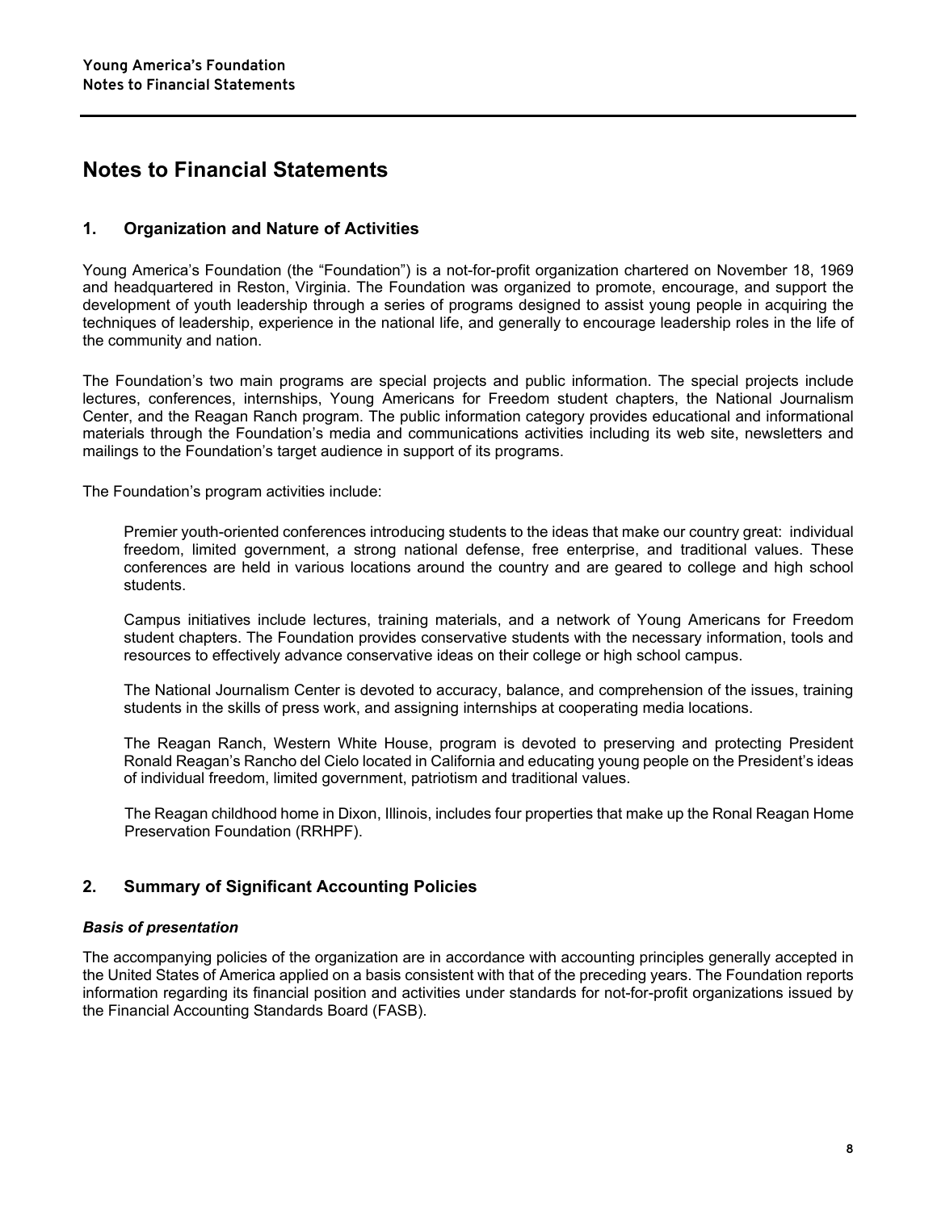# Notes to Financial Statements

## 1. Organization and Nature of Activities

Young America's Foundation (the "Foundation") is a not-for-profit organization chartered on November 18, 1969 and headquartered in Reston, Virginia. The Foundation was organized to promote, encourage, and support the development of youth leadership through a series of programs designed to assist young people in acquiring the techniques of leadership, experience in the national life, and generally to encourage leadership roles in the life of the community and nation.

The Foundation's two main programs are special projects and public information. The special projects include lectures, conferences, internships, Young Americans for Freedom student chapters, the National Journalism Center, and the Reagan Ranch program. The public information category provides educational and informational materials through the Foundation's media and communications activities including its web site, newsletters and mailings to the Foundation's target audience in support of its programs.

The Foundation's program activities include:

> Premier youth-oriented conferences introducing students to the ideas that make our country great: individual freedom, limited government, a strong national defense, free enterprise, and traditional values. These conferences are held in various locations around the country and are geared to college and high school students.
>
> Campus initiatives include lectures, training materials, and a network of Young Americans for Freedom student chapters. The Foundation provides conservative students with the necessary information, tools and resources to effectively advance conservative ideas on their college or high school campus.
>
> The National Journalism Center is devoted to accuracy, balance, and comprehension of the issues, training students in the skills of press work, and assigning internships at cooperating media locations.
>
> The Reagan Ranch, Western White House, program is devoted to preserving and protecting President Ronald Reagan's Rancho del Cielo located in California and educating young people on the President's ideas of individual freedom, limited government, patriotism and traditional values.
>
> The Reagan childhood home in Dixon, Illinois, includes four properties that make up the Ronal Reagan Home Preservation Foundation (RRHPF).

## 2. Summary of Significant Accounting Policies

### *Basis of presentation*

The accompanying policies of the organization are in accordance with accounting principles generally accepted in the United States of America applied on a basis consistent with that of the preceding years. The Foundation reports information regarding its financial position and activities under standards for not-for-profit organizations issued by the Financial Accounting Standards Board (FASB).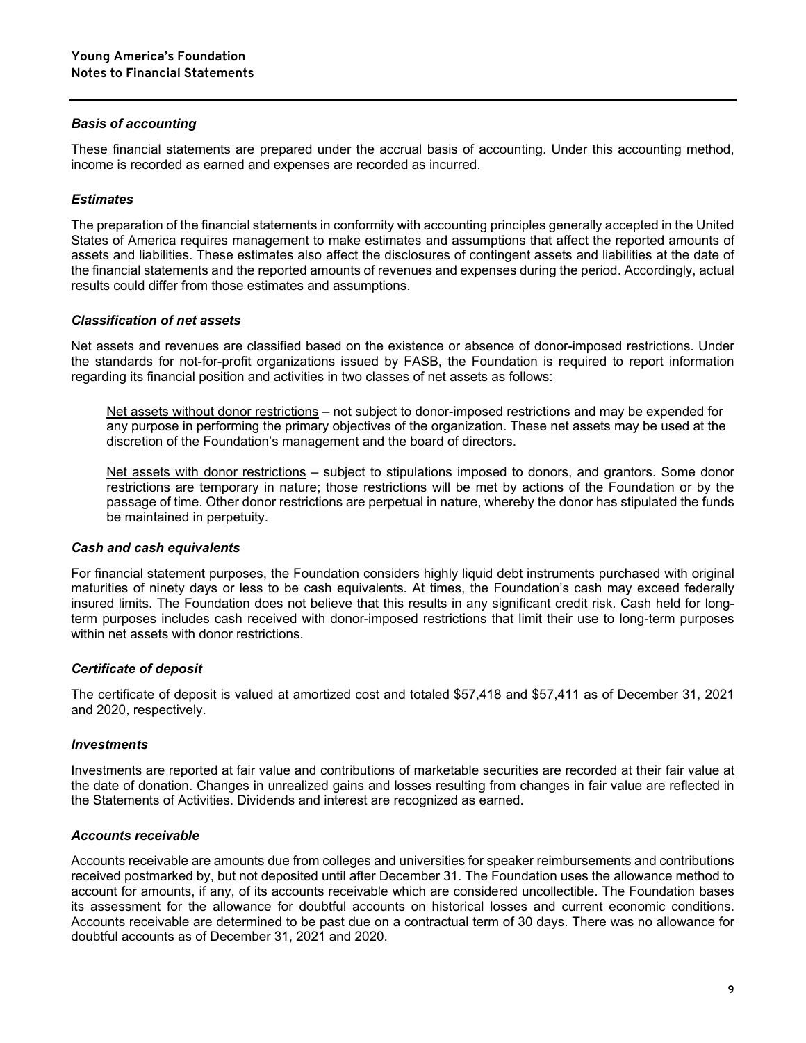***Basis of accounting***

These financial statements are prepared under the accrual basis of accounting. Under this accounting method, income is recorded as earned and expenses are recorded as incurred.

***Estimates***

The preparation of the financial statements in conformity with accounting principles generally accepted in the United States of America requires management to make estimates and assumptions that affect the reported amounts of assets and liabilities. These estimates also affect the disclosures of contingent assets and liabilities at the date of the financial statements and the reported amounts of revenues and expenses during the period. Accordingly, actual results could differ from those estimates and assumptions.

***Classification of net assets***

Net assets and revenues are classified based on the existence or absence of donor-imposed restrictions. Under the standards for not-for-profit organizations issued by FASB, the Foundation is required to report information regarding its financial position and activities in two classes of net assets as follows:

Net assets without donor restrictions – not subject to donor-imposed restrictions and may be expended for any purpose in performing the primary objectives of the organization. These net assets may be used at the discretion of the Foundation's management and the board of directors.

Net assets with donor restrictions – subject to stipulations imposed to donors, and grantors. Some donor restrictions are temporary in nature; those restrictions will be met by actions of the Foundation or by the passage of time. Other donor restrictions are perpetual in nature, whereby the donor has stipulated the funds be maintained in perpetuity.

***Cash and cash equivalents***

For financial statement purposes, the Foundation considers highly liquid debt instruments purchased with original maturities of ninety days or less to be cash equivalents. At times, the Foundation's cash may exceed federally insured limits. The Foundation does not believe that this results in any significant credit risk. Cash held for long-term purposes includes cash received with donor-imposed restrictions that limit their use to long-term purposes within net assets with donor restrictions.

***Certificate of deposit***

The certificate of deposit is valued at amortized cost and totaled $57,418 and $57,411 as of December 31, 2021 and 2020, respectively.

***Investments***

Investments are reported at fair value and contributions of marketable securities are recorded at their fair value at the date of donation. Changes in unrealized gains and losses resulting from changes in fair value are reflected in the Statements of Activities. Dividends and interest are recognized as earned.

***Accounts receivable***

Accounts receivable are amounts due from colleges and universities for speaker reimbursements and contributions received postmarked by, but not deposited until after December 31. The Foundation uses the allowance method to account for amounts, if any, of its accounts receivable which are considered uncollectible. The Foundation bases its assessment for the allowance for doubtful accounts on historical losses and current economic conditions. Accounts receivable are determined to be past due on a contractual term of 30 days. There was no allowance for doubtful accounts as of December 31, 2021 and 2020.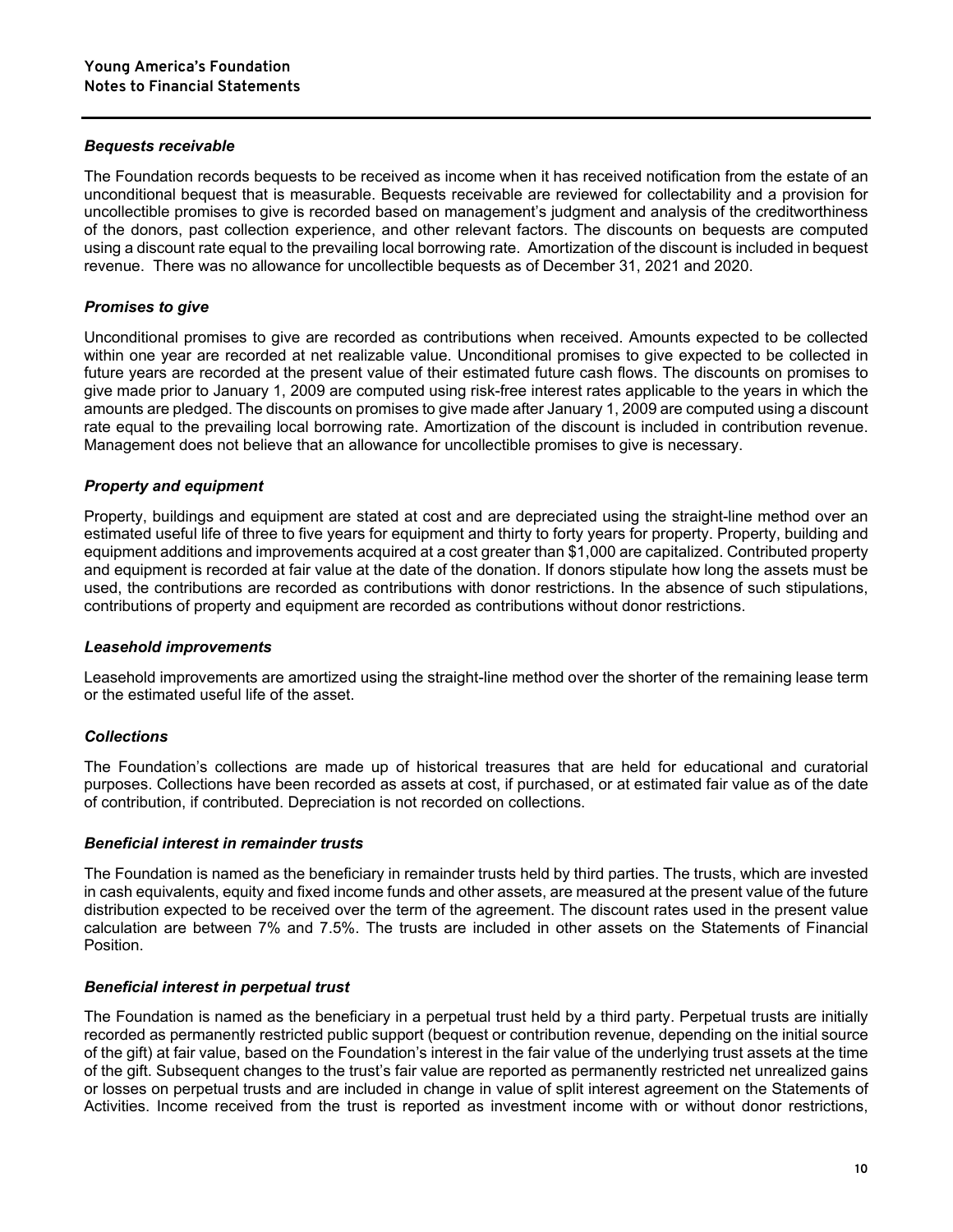### *Bequests receivable*

The Foundation records bequests to be received as income when it has received notification from the estate of an unconditional bequest that is measurable. Bequests receivable are reviewed for collectability and a provision for uncollectible promises to give is recorded based on management's judgment and analysis of the creditworthiness of the donors, past collection experience, and other relevant factors. The discounts on bequests are computed using a discount rate equal to the prevailing local borrowing rate. Amortization of the discount is included in bequest revenue. There was no allowance for uncollectible bequests as of December 31, 2021 and 2020.

### *Promises to give*

Unconditional promises to give are recorded as contributions when received. Amounts expected to be collected within one year are recorded at net realizable value. Unconditional promises to give expected to be collected in future years are recorded at the present value of their estimated future cash flows. The discounts on promises to give made prior to January 1, 2009 are computed using risk-free interest rates applicable to the years in which the amounts are pledged. The discounts on promises to give made after January 1, 2009 are computed using a discount rate equal to the prevailing local borrowing rate. Amortization of the discount is included in contribution revenue. Management does not believe that an allowance for uncollectible promises to give is necessary.

### *Property and equipment*

Property, buildings and equipment are stated at cost and are depreciated using the straight-line method over an estimated useful life of three to five years for equipment and thirty to forty years for property. Property, building and equipment additions and improvements acquired at a cost greater than $1,000 are capitalized. Contributed property and equipment is recorded at fair value at the date of the donation. If donors stipulate how long the assets must be used, the contributions are recorded as contributions with donor restrictions. In the absence of such stipulations, contributions of property and equipment are recorded as contributions without donor restrictions.

### *Leasehold improvements*

Leasehold improvements are amortized using the straight-line method over the shorter of the remaining lease term or the estimated useful life of the asset.

### *Collections*

The Foundation's collections are made up of historical treasures that are held for educational and curatorial purposes. Collections have been recorded as assets at cost, if purchased, or at estimated fair value as of the date of contribution, if contributed. Depreciation is not recorded on collections.

### *Beneficial interest in remainder trusts*

The Foundation is named as the beneficiary in remainder trusts held by third parties. The trusts, which are invested in cash equivalents, equity and fixed income funds and other assets, are measured at the present value of the future distribution expected to be received over the term of the agreement. The discount rates used in the present value calculation are between 7% and 7.5%. The trusts are included in other assets on the Statements of Financial Position.

### *Beneficial interest in perpetual trust*

The Foundation is named as the beneficiary in a perpetual trust held by a third party. Perpetual trusts are initially recorded as permanently restricted public support (bequest or contribution revenue, depending on the initial source of the gift) at fair value, based on the Foundation's interest in the fair value of the underlying trust assets at the time of the gift. Subsequent changes to the trust's fair value are reported as permanently restricted net unrealized gains or losses on perpetual trusts and are included in change in value of split interest agreement on the Statements of Activities. Income received from the trust is reported as investment income with or without donor restrictions,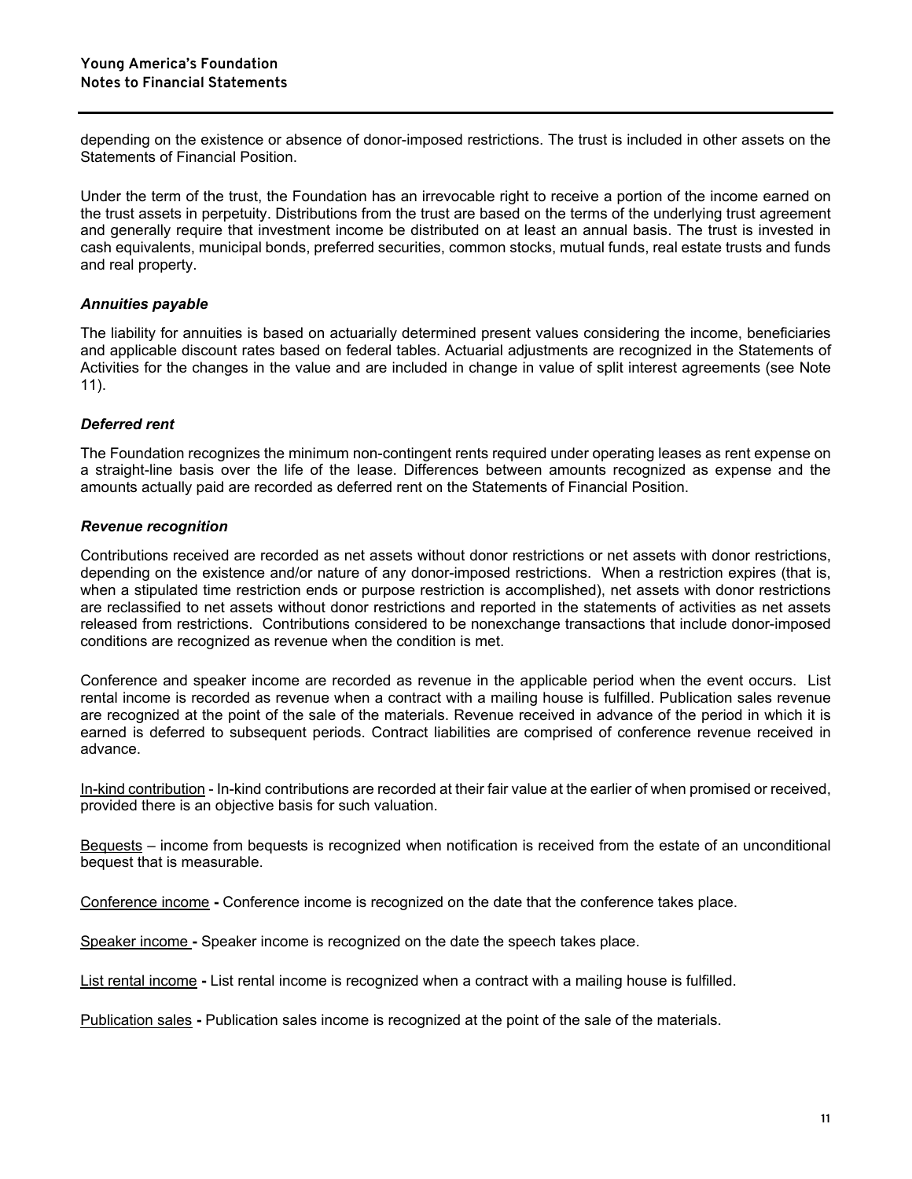depending on the existence or absence of donor-imposed restrictions. The trust is included in other assets on the Statements of Financial Position.

Under the term of the trust, the Foundation has an irrevocable right to receive a portion of the income earned on the trust assets in perpetuity. Distributions from the trust are based on the terms of the underlying trust agreement and generally require that investment income be distributed on at least an annual basis. The trust is invested in cash equivalents, municipal bonds, preferred securities, common stocks, mutual funds, real estate trusts and funds and real property.

### *Annuities payable*

The liability for annuities is based on actuarially determined present values considering the income, beneficiaries and applicable discount rates based on federal tables. Actuarial adjustments are recognized in the Statements of Activities for the changes in the value and are included in change in value of split interest agreements (see Note 11).

### *Deferred rent*

The Foundation recognizes the minimum non-contingent rents required under operating leases as rent expense on a straight-line basis over the life of the lease. Differences between amounts recognized as expense and the amounts actually paid are recorded as deferred rent on the Statements of Financial Position.

### *Revenue recognition*

Contributions received are recorded as net assets without donor restrictions or net assets with donor restrictions, depending on the existence and/or nature of any donor-imposed restrictions. When a restriction expires (that is, when a stipulated time restriction ends or purpose restriction is accomplished), net assets with donor restrictions are reclassified to net assets without donor restrictions and reported in the statements of activities as net assets released from restrictions. Contributions considered to be nonexchange transactions that include donor-imposed conditions are recognized as revenue when the condition is met.

Conference and speaker income are recorded as revenue in the applicable period when the event occurs. List rental income is recorded as revenue when a contract with a mailing house is fulfilled. Publication sales revenue are recognized at the point of the sale of the materials. Revenue received in advance of the period in which it is earned is deferred to subsequent periods. Contract liabilities are comprised of conference revenue received in advance.

In-kind contribution - In-kind contributions are recorded at their fair value at the earlier of when promised or received, provided there is an objective basis for such valuation.

Bequests – income from bequests is recognized when notification is received from the estate of an unconditional bequest that is measurable.

Conference income **-** Conference income is recognized on the date that the conference takes place.

Speaker income **-** Speaker income is recognized on the date the speech takes place.

List rental income **-** List rental income is recognized when a contract with a mailing house is fulfilled.

Publication sales **-** Publication sales income is recognized at the point of the sale of the materials.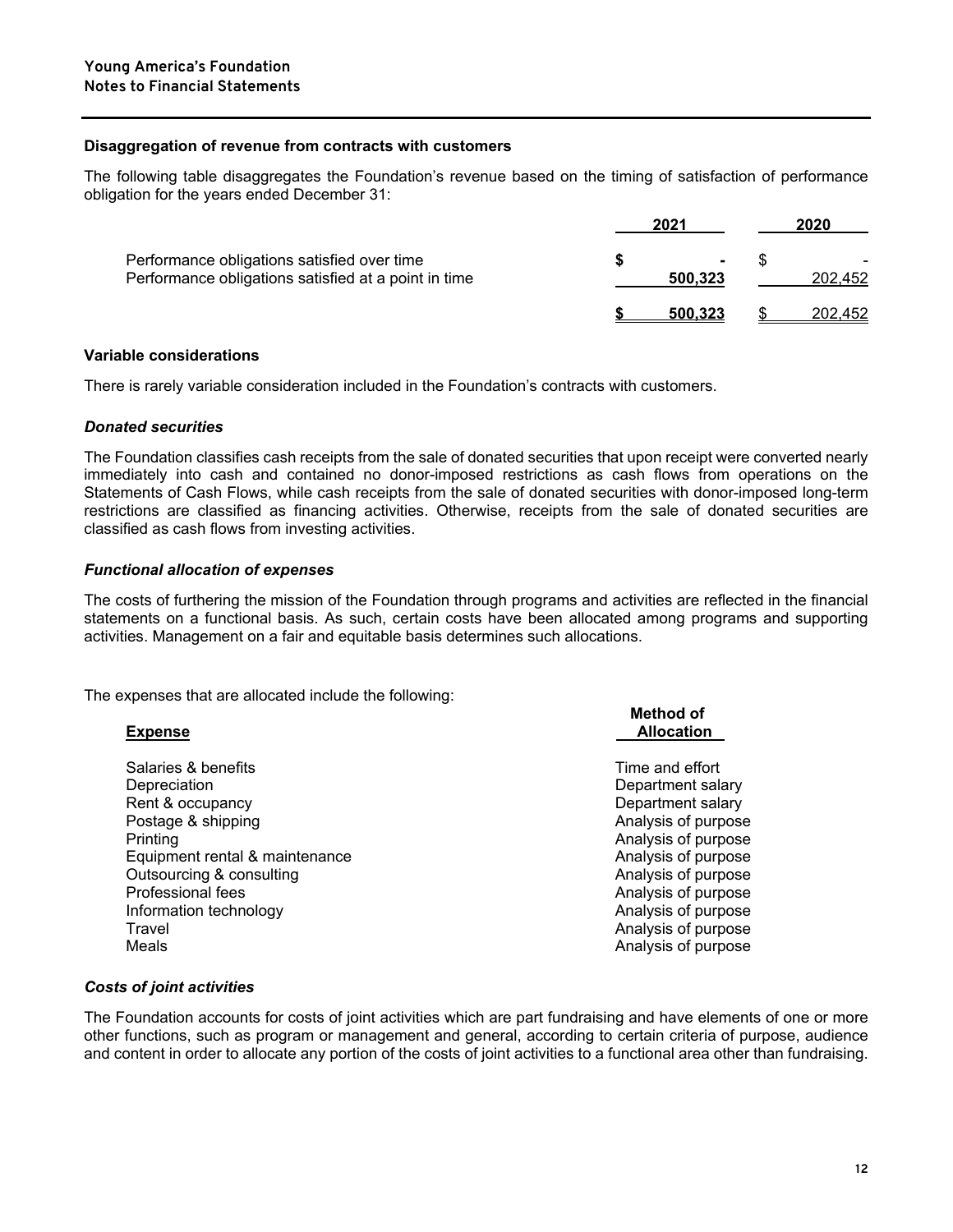**Disaggregation of revenue from contracts with customers**

The following table disaggregates the Foundation's revenue based on the timing of satisfaction of performance obligation for the years ended December 31:

| | 2021 | 2020 |
|---|---|---|
| Performance obligations satisfied over time | $ - | $ - |
| Performance obligations satisfied at a point in time | 500,323 | 202,452 |
| | $ 500,323 | $ 202,452 |

**Variable considerations**

There is rarely variable consideration included in the Foundation's contracts with customers.

***Donated securities***

The Foundation classifies cash receipts from the sale of donated securities that upon receipt were converted nearly immediately into cash and contained no donor-imposed restrictions as cash flows from operations on the Statements of Cash Flows, while cash receipts from the sale of donated securities with donor-imposed long-term restrictions are classified as financing activities. Otherwise, receipts from the sale of donated securities are classified as cash flows from investing activities.

***Functional allocation of expenses***

The costs of furthering the mission of the Foundation through programs and activities are reflected in the financial statements on a functional basis. As such, certain costs have been allocated among programs and supporting activities. Management on a fair and equitable basis determines such allocations.

The expenses that are allocated include the following:

| Expense | Method of Allocation |
|---|---|
| Salaries & benefits | Time and effort |
| Depreciation | Department salary |
| Rent & occupancy | Department salary |
| Postage & shipping | Analysis of purpose |
| Printing | Analysis of purpose |
| Equipment rental & maintenance | Analysis of purpose |
| Outsourcing & consulting | Analysis of purpose |
| Professional fees | Analysis of purpose |
| Information technology | Analysis of purpose |
| Travel | Analysis of purpose |
| Meals | Analysis of purpose |

***Costs of joint activities***

The Foundation accounts for costs of joint activities which are part fundraising and have elements of one or more other functions, such as program or management and general, according to certain criteria of purpose, audience and content in order to allocate any portion of the costs of joint activities to a functional area other than fundraising.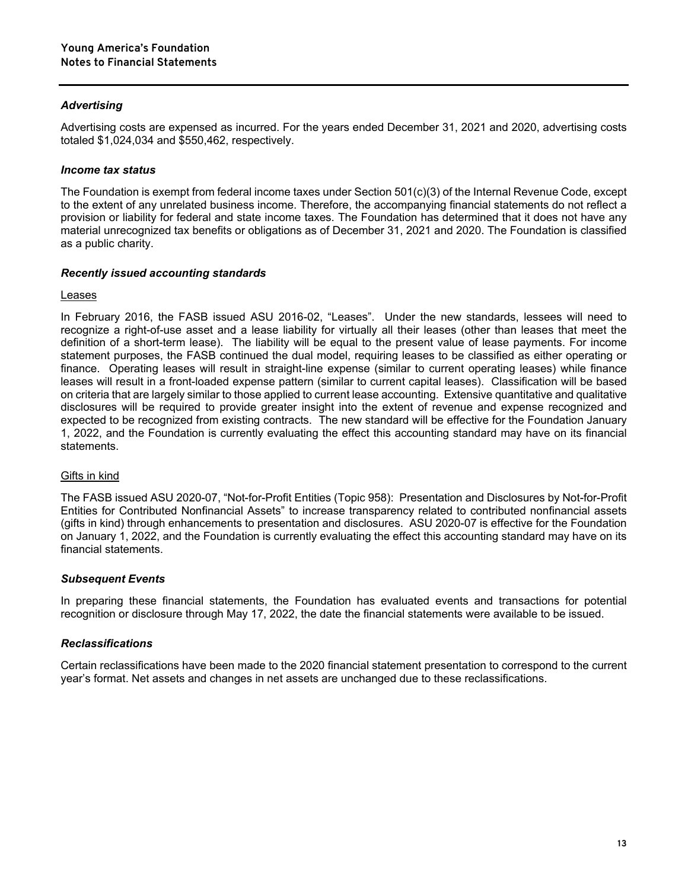### *Advertising*

Advertising costs are expensed as incurred. For the years ended December 31, 2021 and 2020, advertising costs totaled $1,024,034 and $550,462, respectively.

### *Income tax status*

The Foundation is exempt from federal income taxes under Section 501(c)(3) of the Internal Revenue Code, except to the extent of any unrelated business income. Therefore, the accompanying financial statements do not reflect a provision or liability for federal and state income taxes. The Foundation has determined that it does not have any material unrecognized tax benefits or obligations as of December 31, 2021 and 2020. The Foundation is classified as a public charity.

### *Recently issued accounting standards*

<u>Leases</u>

In February 2016, the FASB issued ASU 2016-02, "Leases". Under the new standards, lessees will need to recognize a right-of-use asset and a lease liability for virtually all their leases (other than leases that meet the definition of a short-term lease). The liability will be equal to the present value of lease payments. For income statement purposes, the FASB continued the dual model, requiring leases to be classified as either operating or finance. Operating leases will result in straight-line expense (similar to current operating leases) while finance leases will result in a front-loaded expense pattern (similar to current capital leases). Classification will be based on criteria that are largely similar to those applied to current lease accounting. Extensive quantitative and qualitative disclosures will be required to provide greater insight into the extent of revenue and expense recognized and expected to be recognized from existing contracts. The new standard will be effective for the Foundation January 1, 2022, and the Foundation is currently evaluating the effect this accounting standard may have on its financial statements.

<u>Gifts in kind</u>

The FASB issued ASU 2020-07, "Not-for-Profit Entities (Topic 958): Presentation and Disclosures by Not-for-Profit Entities for Contributed Nonfinancial Assets" to increase transparency related to contributed nonfinancial assets (gifts in kind) through enhancements to presentation and disclosures. ASU 2020-07 is effective for the Foundation on January 1, 2022, and the Foundation is currently evaluating the effect this accounting standard may have on its financial statements.

### *Subsequent Events*

In preparing these financial statements, the Foundation has evaluated events and transactions for potential recognition or disclosure through May 17, 2022, the date the financial statements were available to be issued.

### *Reclassifications*

Certain reclassifications have been made to the 2020 financial statement presentation to correspond to the current year's format. Net assets and changes in net assets are unchanged due to these reclassifications.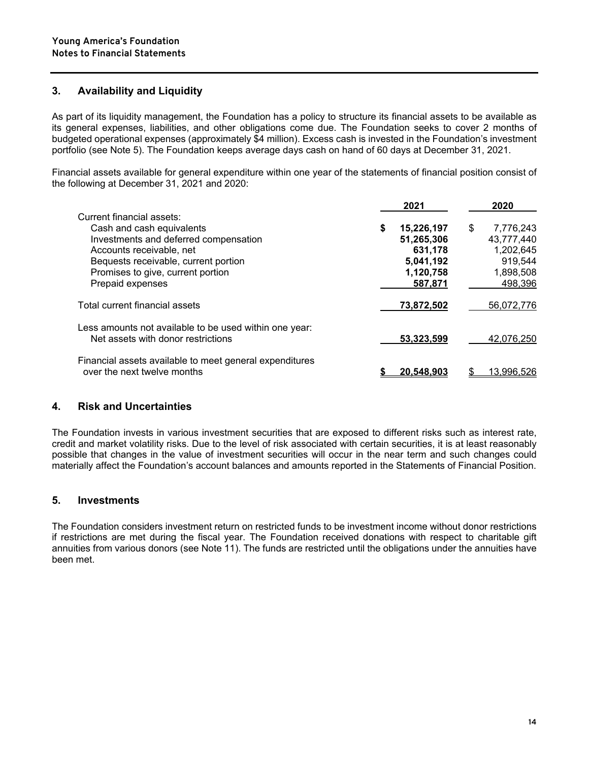## 3. Availability and Liquidity

As part of its liquidity management, the Foundation has a policy to structure its financial assets to be available as its general expenses, liabilities, and other obligations come due. The Foundation seeks to cover 2 months of budgeted operational expenses (approximately $4 million). Excess cash is invested in the Foundation's investment portfolio (see Note 5). The Foundation keeps average days cash on hand of 60 days at December 31, 2021.

Financial assets available for general expenditure within one year of the statements of financial position consist of the following at December 31, 2021 and 2020:

| | 2021 | 2020 |
|---|---|---|
| Current financial assets: | | |
| Cash and cash equivalents | **$ 15,226,197** | $ 7,776,243 |
| Investments and deferred compensation | **51,265,306** | 43,777,440 |
| Accounts receivable, net | **631,178** | 1,202,645 |
| Bequests receivable, current portion | **5,041,192** | 919,544 |
| Promises to give, current portion | **1,120,758** | 1,898,508 |
| Prepaid expenses | **587,871** | 498,396 |
| Total current financial assets | **73,872,502** | 56,072,776 |
| Less amounts not available to be used within one year: | | |
| Net assets with donor restrictions | **53,323,599** | 42,076,250 |
| Financial assets available to meet general expenditures over the next twelve months | **$ 20,548,903** | $ 13,996,526 |

## 4. Risk and Uncertainties

The Foundation invests in various investment securities that are exposed to different risks such as interest rate, credit and market volatility risks. Due to the level of risk associated with certain securities, it is at least reasonably possible that changes in the value of investment securities will occur in the near term and such changes could materially affect the Foundation's account balances and amounts reported in the Statements of Financial Position.

## 5. Investments

The Foundation considers investment return on restricted funds to be investment income without donor restrictions if restrictions are met during the fiscal year. The Foundation received donations with respect to charitable gift annuities from various donors (see Note 11). The funds are restricted until the obligations under the annuities have been met.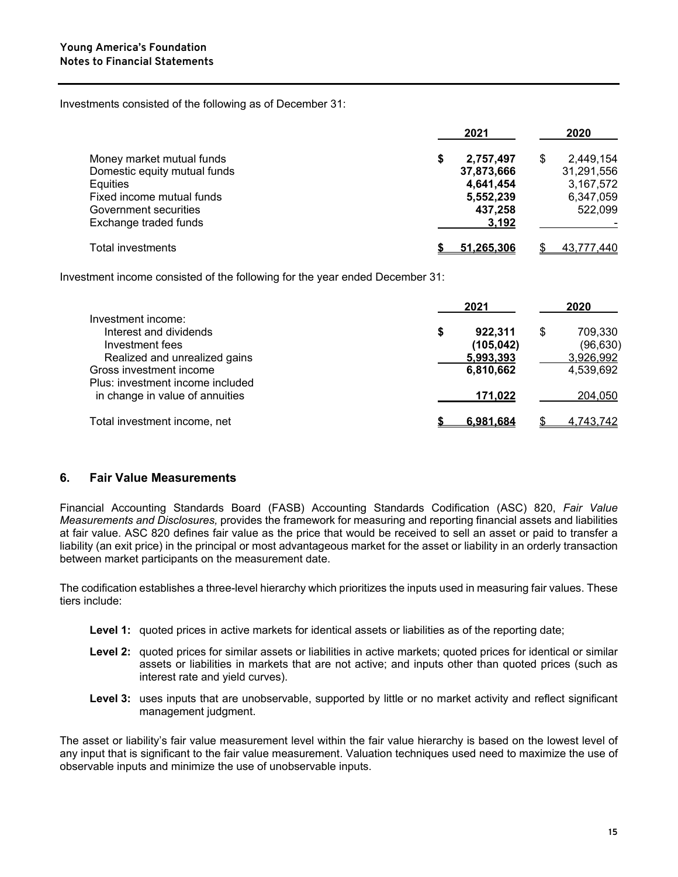Investments consisted of the following as of December 31:

| | 2021 | 2020 |
|---|---|---|
| Money market mutual funds | $ 2,757,497 | $ 2,449,154 |
| Domestic equity mutual funds | 37,873,666 | 31,291,556 |
| Equities | 4,641,454 | 3,167,572 |
| Fixed income mutual funds | 5,552,239 | 6,347,059 |
| Government securities | 437,258 | 522,099 |
| Exchange traded funds | 3,192 | - |
| Total investments | $ 51,265,306 | $ 43,777,440 |

Investment income consisted of the following for the year ended December 31:

| | 2021 | 2020 |
|---|---|---|
| Investment income: | | |
| Interest and dividends | $ 922,311 | $ 709,330 |
| Investment fees | (105,042) | (96,630) |
| Realized and unrealized gains | 5,993,393 | 3,926,992 |
| Gross investment income | 6,810,662 | 4,539,692 |
| Plus: investment income included in change in value of annuities | 171,022 | 204,050 |
| Total investment income, net | $ 6,981,684 | $ 4,743,742 |

## 6. Fair Value Measurements

Financial Accounting Standards Board (FASB) Accounting Standards Codification (ASC) 820, *Fair Value Measurements and Disclosures,* provides the framework for measuring and reporting financial assets and liabilities at fair value. ASC 820 defines fair value as the price that would be received to sell an asset or paid to transfer a liability (an exit price) in the principal or most advantageous market for the asset or liability in an orderly transaction between market participants on the measurement date.

The codification establishes a three-level hierarchy which prioritizes the inputs used in measuring fair values. These tiers include:

- **Level 1:** quoted prices in active markets for identical assets or liabilities as of the reporting date;
- **Level 2:** quoted prices for similar assets or liabilities in active markets; quoted prices for identical or similar assets or liabilities in markets that are not active; and inputs other than quoted prices (such as interest rate and yield curves).
- **Level 3:** uses inputs that are unobservable, supported by little or no market activity and reflect significant management judgment.

The asset or liability's fair value measurement level within the fair value hierarchy is based on the lowest level of any input that is significant to the fair value measurement. Valuation techniques used need to maximize the use of observable inputs and minimize the use of unobservable inputs.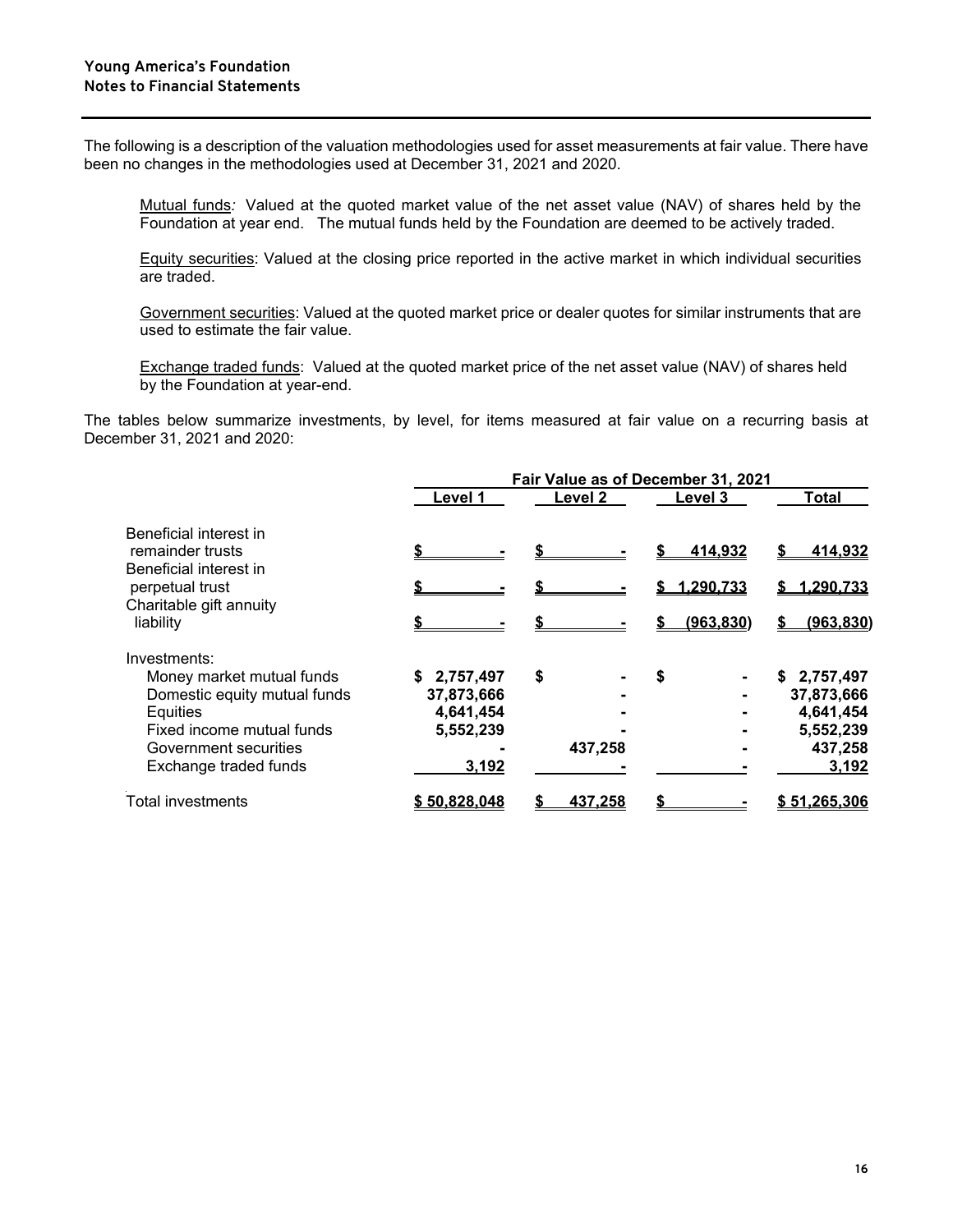The following is a description of the valuation methodologies used for asset measurements at fair value. There have been no changes in the methodologies used at December 31, 2021 and 2020.

Mutual funds: Valued at the quoted market value of the net asset value (NAV) of shares held by the Foundation at year end. The mutual funds held by the Foundation are deemed to be actively traded.

Equity securities: Valued at the closing price reported in the active market in which individual securities are traded.

Government securities: Valued at the quoted market price or dealer quotes for similar instruments that are used to estimate the fair value.

Exchange traded funds: Valued at the quoted market price of the net asset value (NAV) of shares held by the Foundation at year-end.

The tables below summarize investments, by level, for items measured at fair value on a recurring basis at December 31, 2021 and 2020:

| | Fair Value as of December 31, 2021 | | | |
|---|---|---|---|---|
| | Level 1 | Level 2 | Level 3 | Total |
| Beneficial interest in remainder trusts | $ - | $ - | $ 414,932 | $ 414,932 |
| Beneficial interest in perpetual trust | $ - | $ - | $ 1,290,733 | $ 1,290,733 |
| Charitable gift annuity liability | $ - | $ - | $ (963,830) | $ (963,830) |
| Investments: | | | | |
| Money market mutual funds | $ 2,757,497 | $ - | $ - | $ 2,757,497 |
| Domestic equity mutual funds | 37,873,666 | - | - | 37,873,666 |
| Equities | 4,641,454 | - | - | 4,641,454 |
| Fixed income mutual funds | 5,552,239 | - | - | 5,552,239 |
| Government securities | - | 437,258 | - | 437,258 |
| Exchange traded funds | 3,192 | - | - | 3,192 |
| Total investments | $ 50,828,048 | $ 437,258 | $ - | $ 51,265,306 |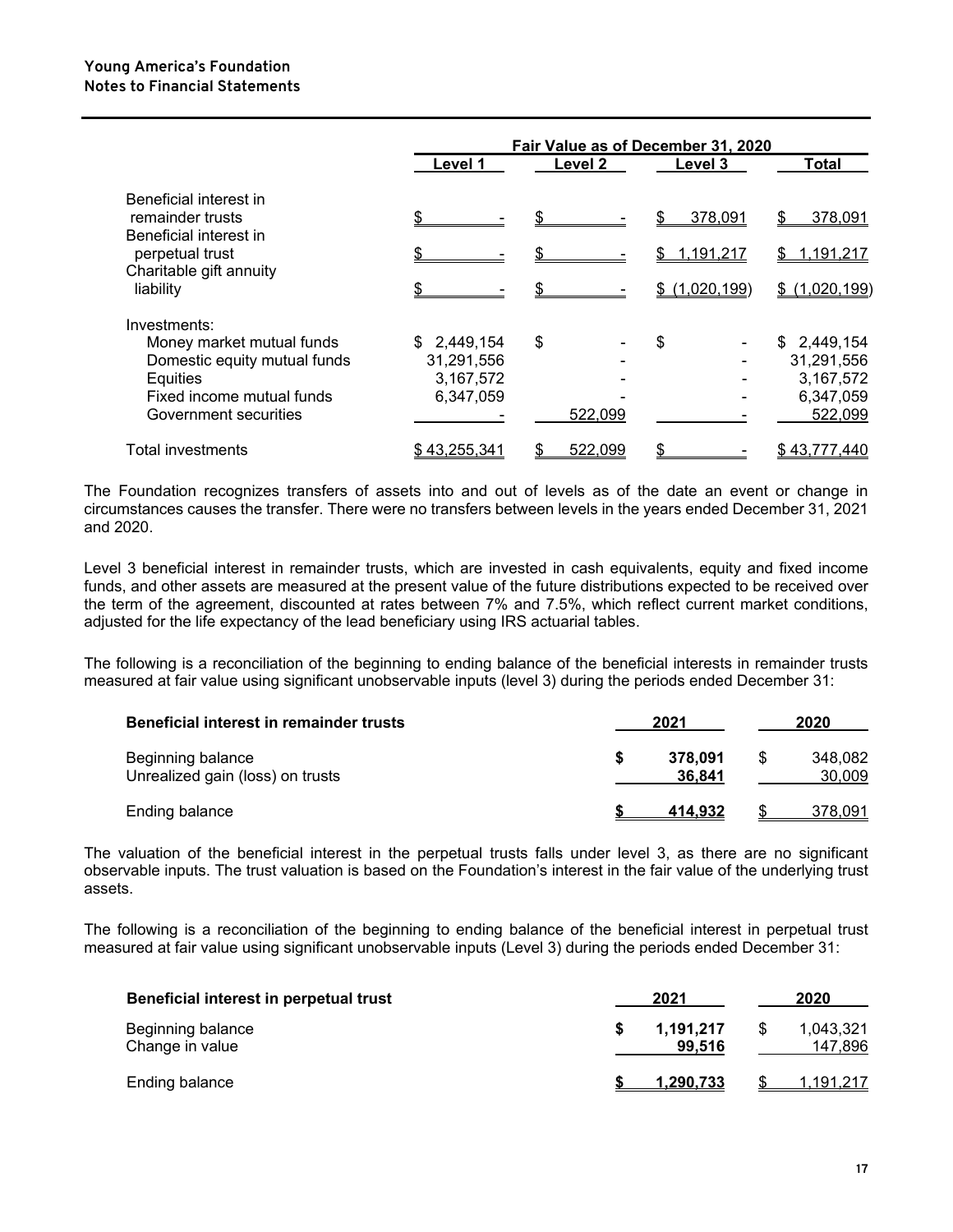| | Fair Value as of December 31, 2020 | | | |
|---|---|---|---|---|
| | Level 1 | Level 2 | Level 3 | Total |
| Beneficial interest in remainder trusts | $ - | $ - | $ 378,091 | $ 378,091 |
| Beneficial interest in perpetual trust | $ - | $ - | $ 1,191,217 | $ 1,191,217 |
| Charitable gift annuity liability | $ - | $ - | $ (1,020,199) | $ (1,020,199) |
| Investments: | | | | |
| Money market mutual funds | $ 2,449,154 | $ - | $ - | $ 2,449,154 |
| Domestic equity mutual funds | 31,291,556 | - | - | 31,291,556 |
| Equities | 3,167,572 | - | - | 3,167,572 |
| Fixed income mutual funds | 6,347,059 | - | - | 6,347,059 |
| Government securities | - | 522,099 | - | 522,099 |
| Total investments | $ 43,255,341 | $ 522,099 | $ - | $ 43,777,440 |

The Foundation recognizes transfers of assets into and out of levels as of the date an event or change in circumstances causes the transfer. There were no transfers between levels in the years ended December 31, 2021 and 2020.

Level 3 beneficial interest in remainder trusts, which are invested in cash equivalents, equity and fixed income funds, and other assets are measured at the present value of the future distributions expected to be received over the term of the agreement, discounted at rates between 7% and 7.5%, which reflect current market conditions, adjusted for the life expectancy of the lead beneficiary using IRS actuarial tables.

The following is a reconciliation of the beginning to ending balance of the beneficial interests in remainder trusts measured at fair value using significant unobservable inputs (level 3) during the periods ended December 31:

| Beneficial interest in remainder trusts | 2021 | 2020 |
|---|---|---|
| Beginning balance | **$ 378,091** | $ 348,082 |
| Unrealized gain (loss) on trusts | **36,841** | 30,009 |
| Ending balance | **$ 414,932** | $ 378,091 |

The valuation of the beneficial interest in the perpetual trusts falls under level 3, as there are no significant observable inputs. The trust valuation is based on the Foundation's interest in the fair value of the underlying trust assets.

The following is a reconciliation of the beginning to ending balance of the beneficial interest in perpetual trust measured at fair value using significant unobservable inputs (Level 3) during the periods ended December 31:

| Beneficial interest in perpetual trust | 2021 | 2020 |
|---|---|---|
| Beginning balance | **$ 1,191,217** | $ 1,043,321 |
| Change in value | **99,516** | 147,896 |
| Ending balance | **$ 1,290,733** | $ 1,191,217 |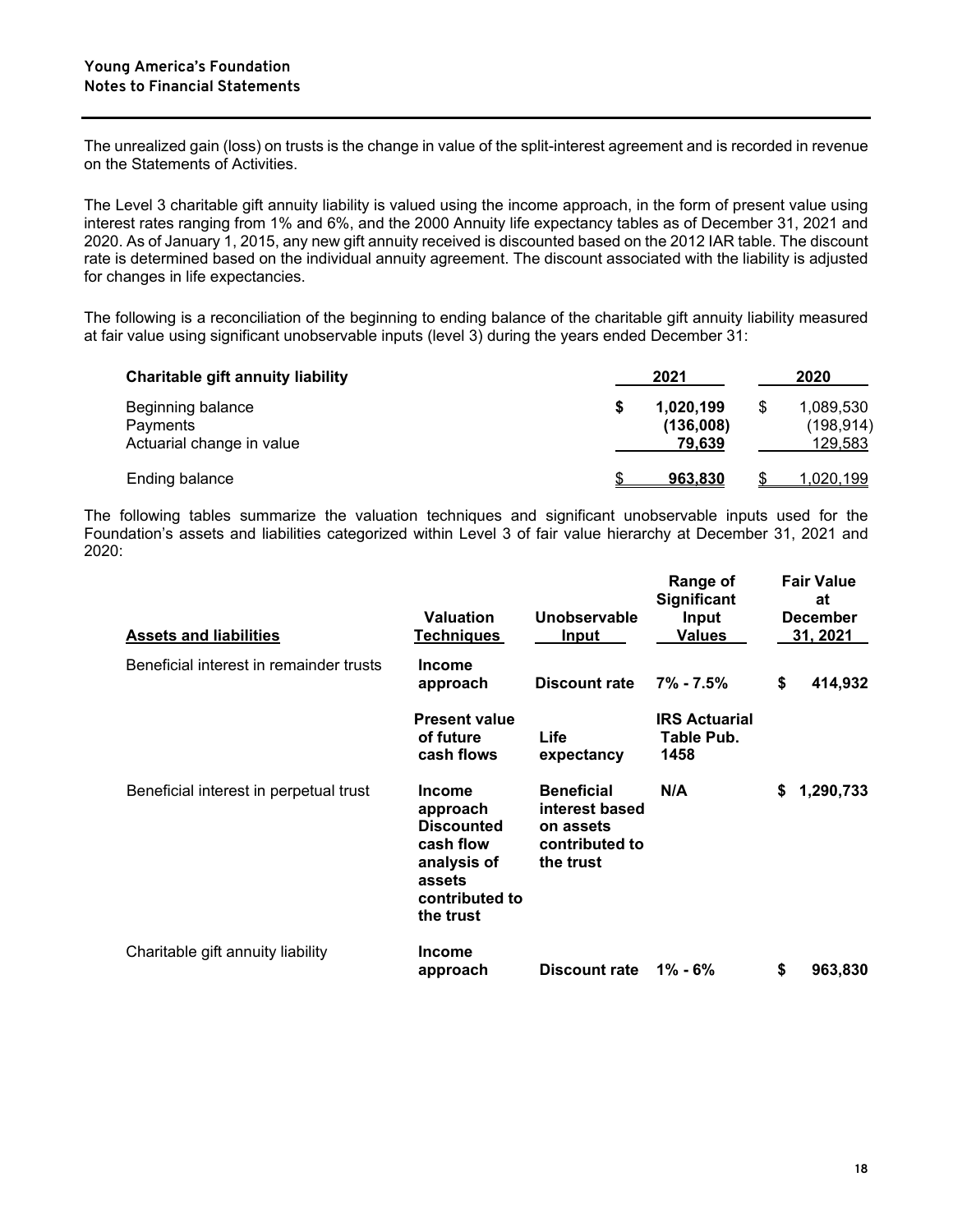The unrealized gain (loss) on trusts is the change in value of the split-interest agreement and is recorded in revenue on the Statements of Activities.

The Level 3 charitable gift annuity liability is valued using the income approach, in the form of present value using interest rates ranging from 1% and 6%, and the 2000 Annuity life expectancy tables as of December 31, 2021 and 2020. As of January 1, 2015, any new gift annuity received is discounted based on the 2012 IAR table. The discount rate is determined based on the individual annuity agreement. The discount associated with the liability is adjusted for changes in life expectancies.

The following is a reconciliation of the beginning to ending balance of the charitable gift annuity liability measured at fair value using significant unobservable inputs (level 3) during the years ended December 31:

| **Charitable gift annuity liability** | **2021** | **2020** |
|---|---|---|
| Beginning balance | **$ 1,020,199** | $ 1,089,530 |
| Payments | **(136,008)** | (198,914) |
| Actuarial change in value | **79,639** | 129,583 |
| Ending balance | **$ 963,830** | $ 1,020,199 |

The following tables summarize the valuation techniques and significant unobservable inputs used for the Foundation's assets and liabilities categorized within Level 3 of fair value hierarchy at December 31, 2021 and 2020:

| **Assets and liabilities** | **Valuation Techniques** | **Unobservable Input** | **Range of Significant Input Values** | **Fair Value at December 31, 2021** |
|---|---|---|---|---|
| Beneficial interest in remainder trusts | **Income approach** | **Discount rate** | **7% - 7.5%** | **$ 414,932** |
| | **Present value of future cash flows** | **Life expectancy** | **IRS Actuarial Table Pub. 1458** | |
| Beneficial interest in perpetual trust | **Income approach Discounted cash flow analysis of assets contributed to the trust** | **Beneficial interest based on assets contributed to the trust** | **N/A** | **$ 1,290,733** |
| Charitable gift annuity liability | **Income approach** | **Discount rate** | **1% - 6%** | **$ 963,830** |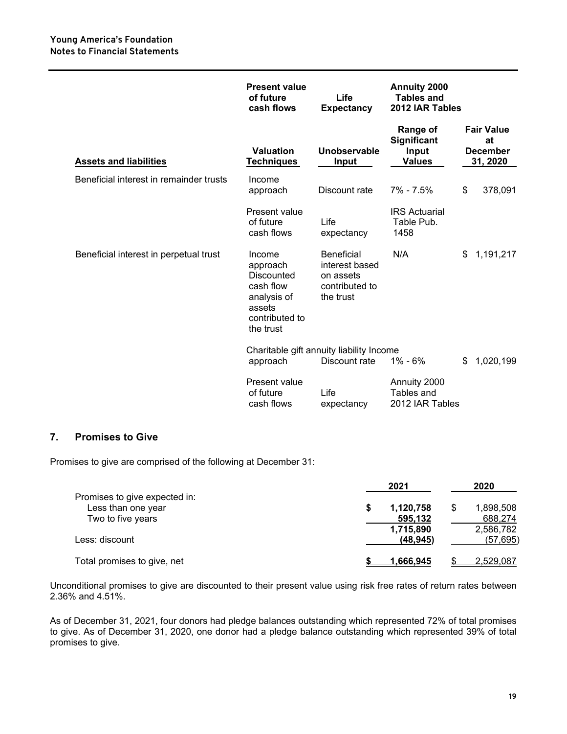| Assets and liabilities | Valuation Techniques | Unobservable Input | Range of Significant Input Values | Fair Value at December 31, 2020 |
|---|---|---|---|---|
| | Present value of future cash flows | Life Expectancy | Annuity 2000 Tables and 2012 IAR Tables | |
| Beneficial interest in remainder trusts | Income approach | Discount rate | 7% - 7.5% | $ 378,091 |
| | Present value of future cash flows | Life expectancy | IRS Actuarial Table Pub. 1458 | |
| Beneficial interest in perpetual trust | Income approach Discounted cash flow analysis of assets contributed to the trust | Beneficial interest based on assets contributed to the trust | N/A | $ 1,191,217 |
| Charitable gift annuity liability | Income approach | Discount rate | 1% - 6% | $ 1,020,199 |
| | Present value of future cash flows | Life expectancy | Annuity 2000 Tables and 2012 IAR Tables | |

## 7. Promises to Give

Promises to give are comprised of the following at December 31:

| | 2021 | 2020 |
|---|---|---|
| Promises to give expected in: | | |
| Less than one year | $ 1,120,758 | $ 1,898,508 |
| Two to five years | 595,132 | 688,274 |
| | 1,715,890 | 2,586,782 |
| Less: discount | (48,945) | (57,695) |
| Total promises to give, net | $ 1,666,945 | $ 2,529,087 |

Unconditional promises to give are discounted to their present value using risk free rates of return rates between 2.36% and 4.51%.

As of December 31, 2021, four donors had pledge balances outstanding which represented 72% of total promises to give. As of December 31, 2020, one donor had a pledge balance outstanding which represented 39% of total promises to give.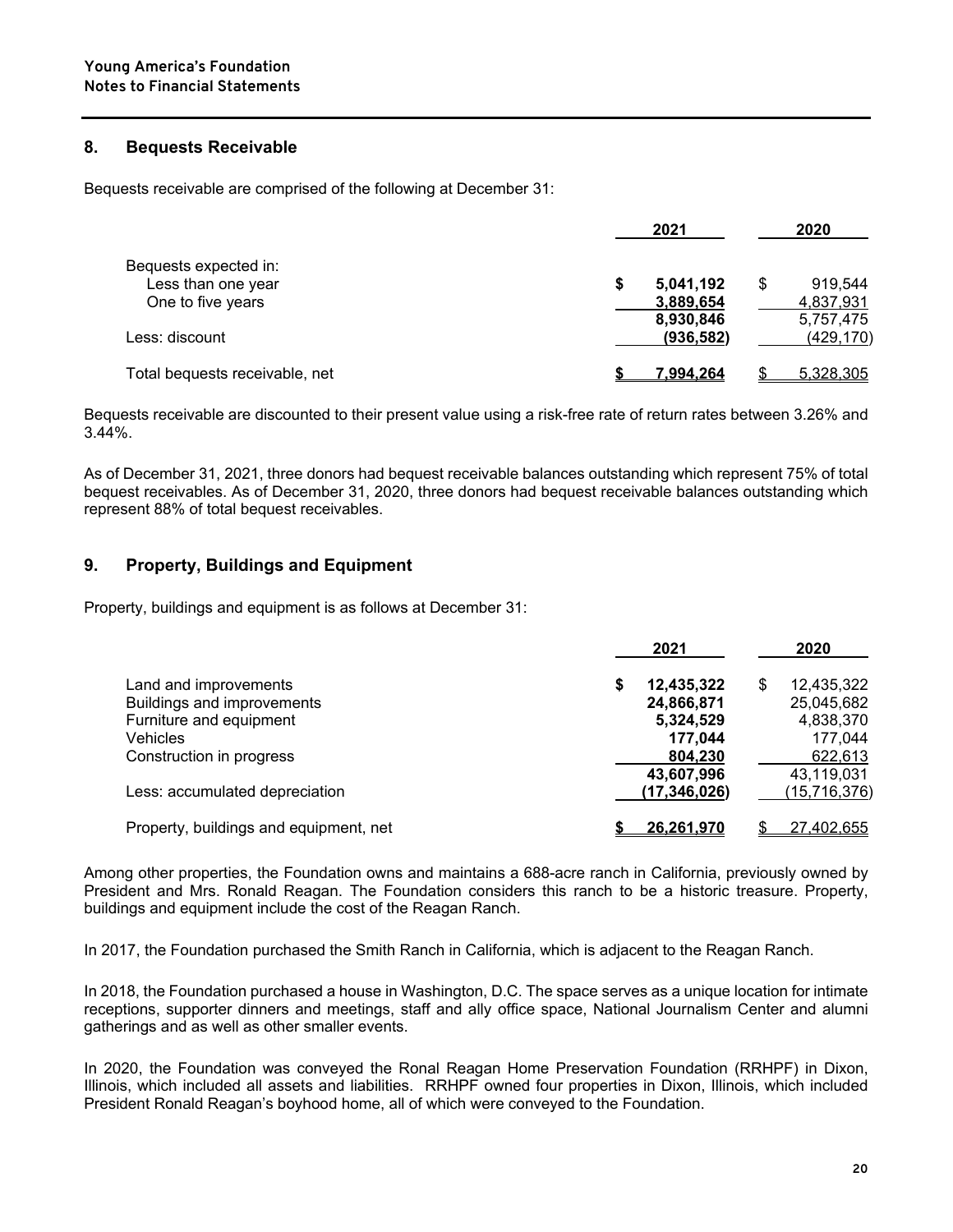## 8. Bequests Receivable

Bequests receivable are comprised of the following at December 31:

| | 2021 | 2020 |
|---|---|---|
| Bequests expected in: | | |
| Less than one year | **$ 5,041,192** | $ 919,544 |
| One to five years | **3,889,654** | 4,837,931 |
| | **8,930,846** | 5,757,475 |
| Less: discount | **(936,582)** | (429,170) |
| Total bequests receivable, net | **$ 7,994,264** | $ 5,328,305 |

Bequests receivable are discounted to their present value using a risk-free rate of return rates between 3.26% and 3.44%.

As of December 31, 2021, three donors had bequest receivable balances outstanding which represent 75% of total bequest receivables. As of December 31, 2020, three donors had bequest receivable balances outstanding which represent 88% of total bequest receivables.

## 9. Property, Buildings and Equipment

Property, buildings and equipment is as follows at December 31:

| | 2021 | 2020 |
|---|---|---|
| Land and improvements | **$ 12,435,322** | $ 12,435,322 |
| Buildings and improvements | **24,866,871** | 25,045,682 |
| Furniture and equipment | **5,324,529** | 4,838,370 |
| Vehicles | **177,044** | 177,044 |
| Construction in progress | **804,230** | 622,613 |
| | **43,607,996** | 43,119,031 |
| Less: accumulated depreciation | **(17,346,026)** | (15,716,376) |
| Property, buildings and equipment, net | **$ 26,261,970** | $ 27,402,655 |

Among other properties, the Foundation owns and maintains a 688-acre ranch in California, previously owned by President and Mrs. Ronald Reagan. The Foundation considers this ranch to be a historic treasure. Property, buildings and equipment include the cost of the Reagan Ranch.

In 2017, the Foundation purchased the Smith Ranch in California, which is adjacent to the Reagan Ranch.

In 2018, the Foundation purchased a house in Washington, D.C. The space serves as a unique location for intimate receptions, supporter dinners and meetings, staff and ally office space, National Journalism Center and alumni gatherings and as well as other smaller events.

In 2020, the Foundation was conveyed the Ronal Reagan Home Preservation Foundation (RRHPF) in Dixon, Illinois, which included all assets and liabilities. RRHPF owned four properties in Dixon, Illinois, which included President Ronald Reagan's boyhood home, all of which were conveyed to the Foundation.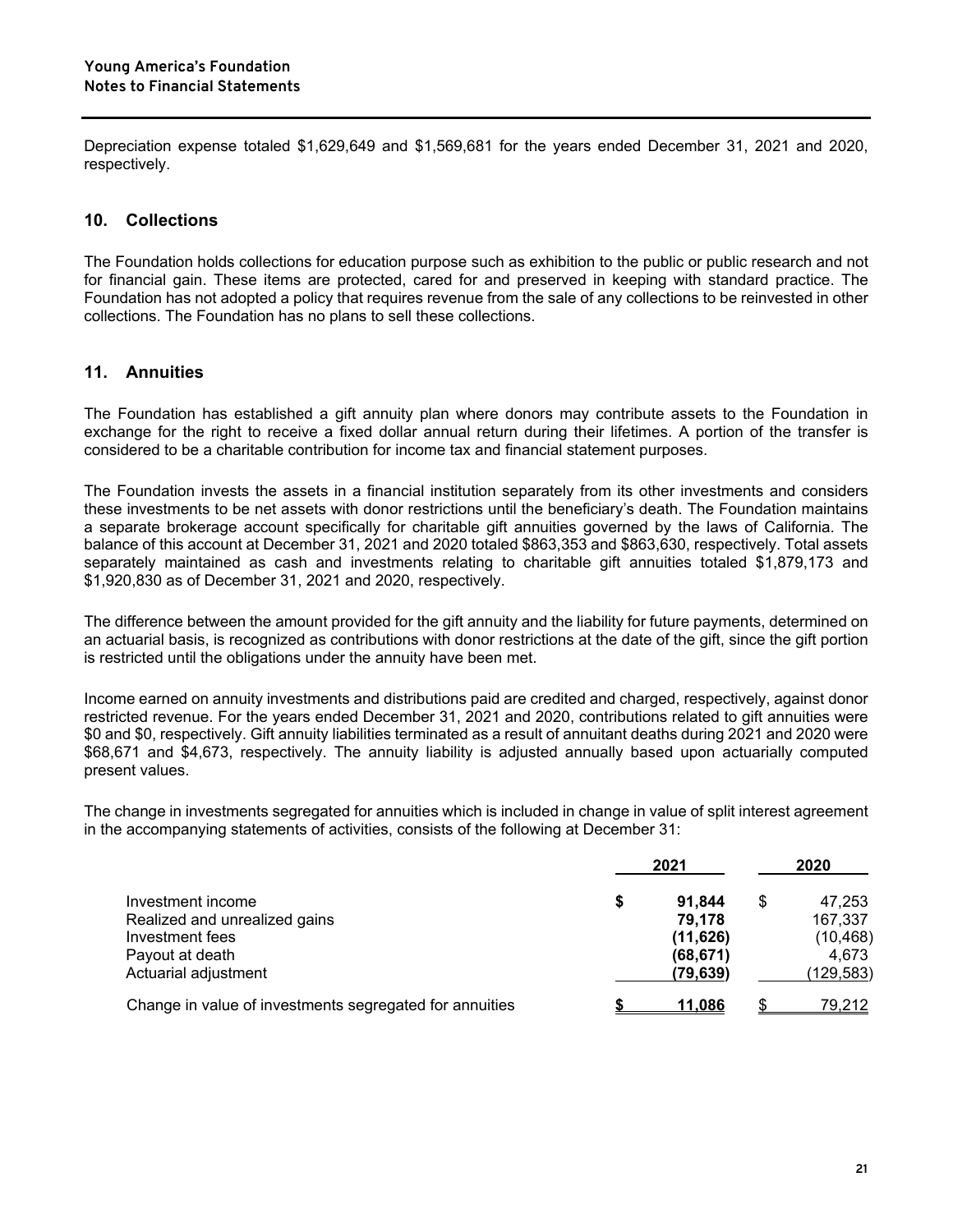Depreciation expense totaled $1,629,649 and $1,569,681 for the years ended December 31, 2021 and 2020, respectively.

## 10. Collections

The Foundation holds collections for education purpose such as exhibition to the public or public research and not for financial gain. These items are protected, cared for and preserved in keeping with standard practice. The Foundation has not adopted a policy that requires revenue from the sale of any collections to be reinvested in other collections. The Foundation has no plans to sell these collections.

## 11. Annuities

The Foundation has established a gift annuity plan where donors may contribute assets to the Foundation in exchange for the right to receive a fixed dollar annual return during their lifetimes. A portion of the transfer is considered to be a charitable contribution for income tax and financial statement purposes.

The Foundation invests the assets in a financial institution separately from its other investments and considers these investments to be net assets with donor restrictions until the beneficiary's death. The Foundation maintains a separate brokerage account specifically for charitable gift annuities governed by the laws of California. The balance of this account at December 31, 2021 and 2020 totaled $863,353 and $863,630, respectively. Total assets separately maintained as cash and investments relating to charitable gift annuities totaled $1,879,173 and $1,920,830 as of December 31, 2021 and 2020, respectively.

The difference between the amount provided for the gift annuity and the liability for future payments, determined on an actuarial basis, is recognized as contributions with donor restrictions at the date of the gift, since the gift portion is restricted until the obligations under the annuity have been met.

Income earned on annuity investments and distributions paid are credited and charged, respectively, against donor restricted revenue. For the years ended December 31, 2021 and 2020, contributions related to gift annuities were $0 and $0, respectively. Gift annuity liabilities terminated as a result of annuitant deaths during 2021 and 2020 were $68,671 and $4,673, respectively. The annuity liability is adjusted annually based upon actuarially computed present values.

The change in investments segregated for annuities which is included in change in value of split interest agreement in the accompanying statements of activities, consists of the following at December 31:

| | 2021 | 2020 |
|---|---|---|
| Investment income | **$ 91,844** | $ 47,253 |
| Realized and unrealized gains | **79,178** | 167,337 |
| Investment fees | **(11,626)** | (10,468) |
| Payout at death | **(68,671)** | 4,673 |
| Actuarial adjustment | **(79,639)** | (129,583) |
| Change in value of investments segregated for annuities | **$ 11,086** | $ 79,212 |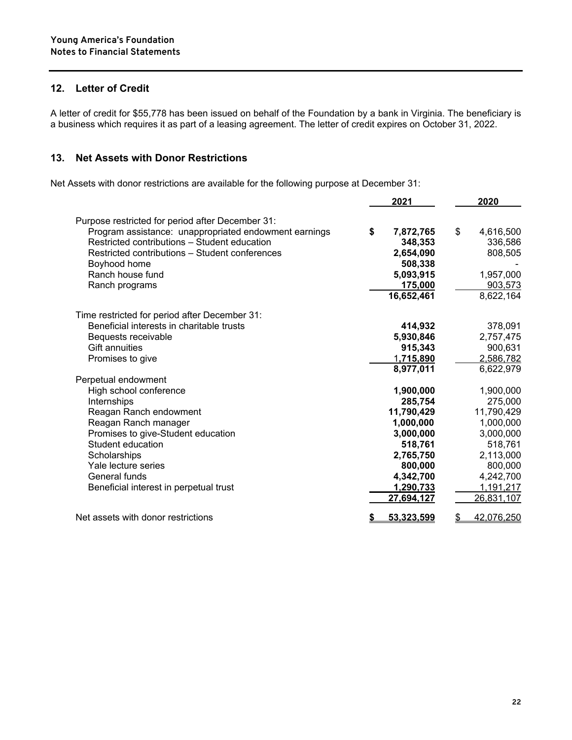## 12. Letter of Credit

A letter of credit for $55,778 has been issued on behalf of the Foundation by a bank in Virginia. The beneficiary is a business which requires it as part of a leasing agreement. The letter of credit expires on October 31, 2022.

## 13. Net Assets with Donor Restrictions

Net Assets with donor restrictions are available for the following purpose at December 31:

| | 2021 | 2020 |
|---|---|---|
| Purpose restricted for period after December 31: | | |
| Program assistance: unappropriated endowment earnings | **$ 7,872,765** | $ 4,616,500 |
| Restricted contributions – Student education | **348,353** | 336,586 |
| Restricted contributions – Student conferences | **2,654,090** | 808,505 |
| Boyhood home | **508,338** | - |
| Ranch house fund | **5,093,915** | 1,957,000 |
| Ranch programs | **175,000** | 903,573 |
| | **16,652,461** | 8,622,164 |
| Time restricted for period after December 31: | | |
| Beneficial interests in charitable trusts | **414,932** | 378,091 |
| Bequests receivable | **5,930,846** | 2,757,475 |
| Gift annuities | **915,343** | 900,631 |
| Promises to give | **1,715,890** | 2,586,782 |
| | **8,977,011** | 6,622,979 |
| Perpetual endowment | | |
| High school conference | **1,900,000** | 1,900,000 |
| Internships | **285,754** | 275,000 |
| Reagan Ranch endowment | **11,790,429** | 11,790,429 |
| Reagan Ranch manager | **1,000,000** | 1,000,000 |
| Promises to give-Student education | **3,000,000** | 3,000,000 |
| Student education | **518,761** | 518,761 |
| Scholarships | **2,765,750** | 2,113,000 |
| Yale lecture series | **800,000** | 800,000 |
| General funds | **4,342,700** | 4,242,700 |
| Beneficial interest in perpetual trust | **1,290,733** | 1,191,217 |
| | **27,694,127** | 26,831,107 |
| Net assets with donor restrictions | **$ 53,323,599** | $ 42,076,250 |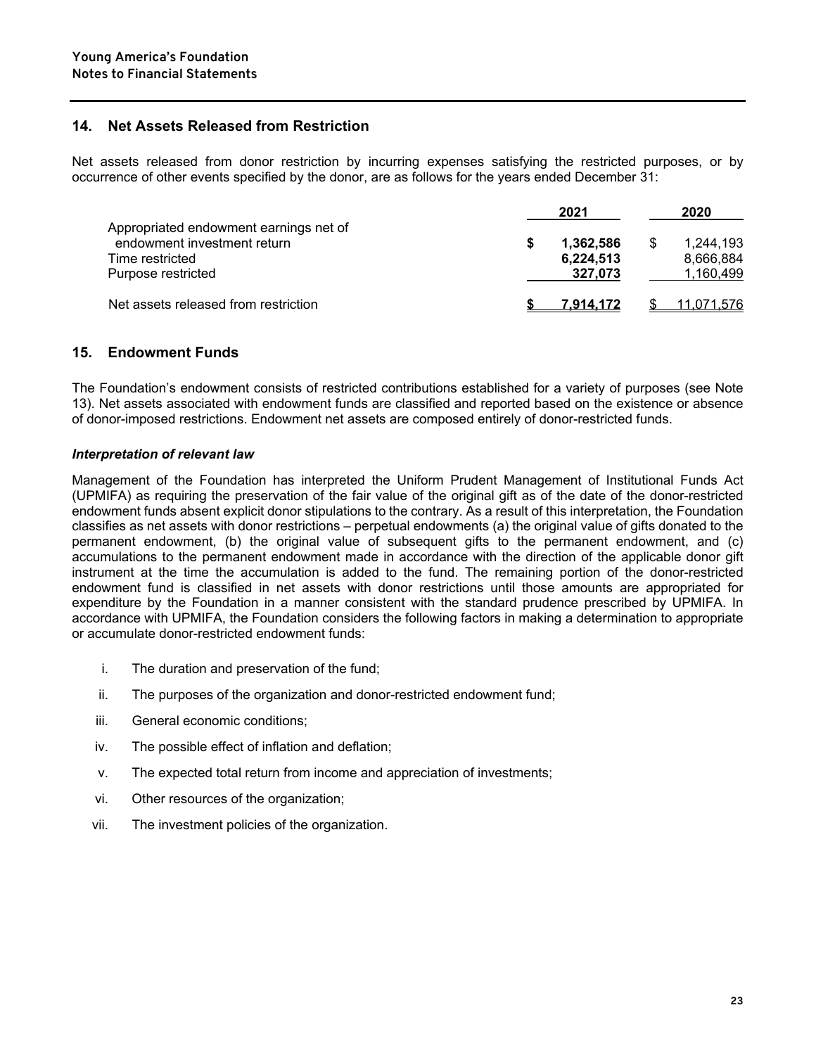## 14. Net Assets Released from Restriction

Net assets released from donor restriction by incurring expenses satisfying the restricted purposes, or by occurrence of other events specified by the donor, are as follows for the years ended December 31:

| | 2021 | 2020 |
|---|---|---|
| Appropriated endowment earnings net of endowment investment return | **$ 1,362,586** | $ 1,244,193 |
| Time restricted | **6,224,513** | 8,666,884 |
| Purpose restricted | **327,073** | 1,160,499 |
| Net assets released from restriction | **$ 7,914,172** | $ 11,071,576 |

## 15. Endowment Funds

The Foundation's endowment consists of restricted contributions established for a variety of purposes (see Note 13). Net assets associated with endowment funds are classified and reported based on the existence or absence of donor-imposed restrictions. Endowment net assets are composed entirely of donor-restricted funds.

### *Interpretation of relevant law*

Management of the Foundation has interpreted the Uniform Prudent Management of Institutional Funds Act (UPMIFA) as requiring the preservation of the fair value of the original gift as of the date of the donor-restricted endowment funds absent explicit donor stipulations to the contrary. As a result of this interpretation, the Foundation classifies as net assets with donor restrictions – perpetual endowments (a) the original value of gifts donated to the permanent endowment, (b) the original value of subsequent gifts to the permanent endowment, and (c) accumulations to the permanent endowment made in accordance with the direction of the applicable donor gift instrument at the time the accumulation is added to the fund. The remaining portion of the donor-restricted endowment fund is classified in net assets with donor restrictions until those amounts are appropriated for expenditure by the Foundation in a manner consistent with the standard prudence prescribed by UPMIFA. In accordance with UPMIFA, the Foundation considers the following factors in making a determination to appropriate or accumulate donor-restricted endowment funds:

i. The duration and preservation of the fund;

ii. The purposes of the organization and donor-restricted endowment fund;

iii. General economic conditions;

iv. The possible effect of inflation and deflation;

v. The expected total return from income and appreciation of investments;

vi. Other resources of the organization;

vii. The investment policies of the organization.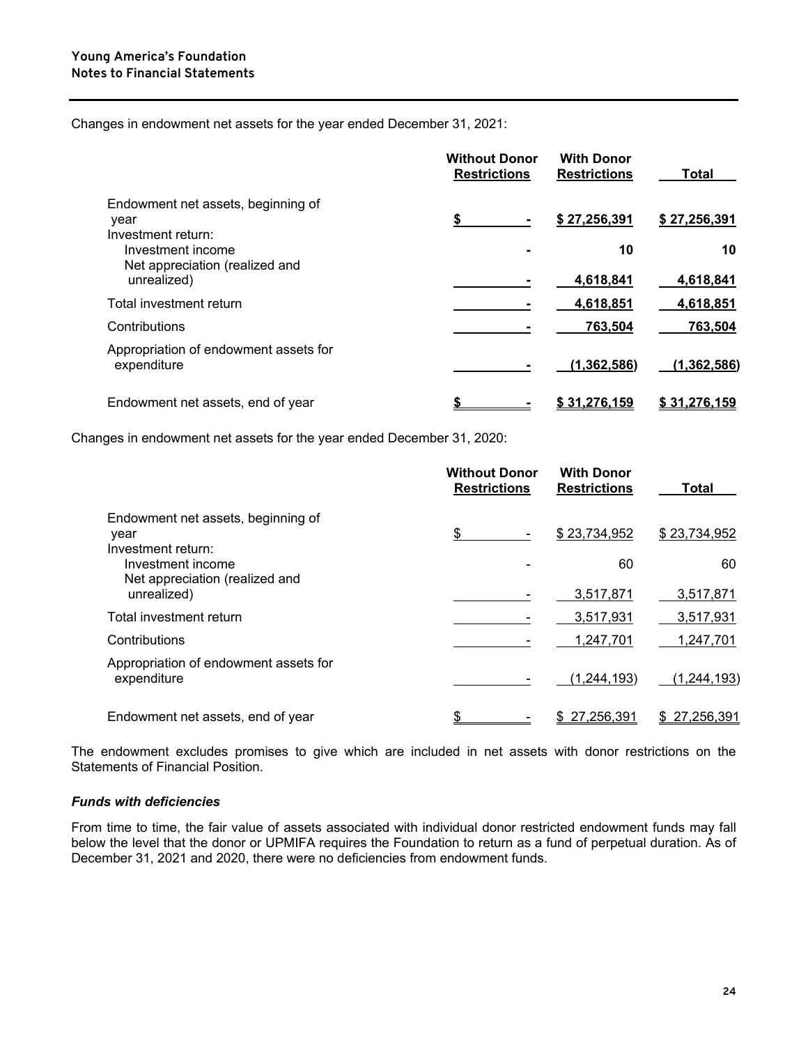Changes in endowment net assets for the year ended December 31, 2021:

| | Without Donor Restrictions | With Donor Restrictions | Total |
|---|---|---|---|
| Endowment net assets, beginning of year | $ - | $ 27,256,391 | $ 27,256,391 |
| Investment return: | | | |
| Investment income | - | 10 | 10 |
| Net appreciation (realized and unrealized) | - | 4,618,841 | 4,618,841 |
| Total investment return | - | 4,618,851 | 4,618,851 |
| Contributions | - | 763,504 | 763,504 |
| Appropriation of endowment assets for expenditure | - | (1,362,586) | (1,362,586) |
| Endowment net assets, end of year | $ - | $ 31,276,159 | $ 31,276,159 |

Changes in endowment net assets for the year ended December 31, 2020:

| | Without Donor Restrictions | With Donor Restrictions | Total |
|---|---|---|---|
| Endowment net assets, beginning of year | $ - | $ 23,734,952 | $ 23,734,952 |
| Investment return: | | | |
| Investment income | - | 60 | 60 |
| Net appreciation (realized and unrealized) | - | 3,517,871 | 3,517,871 |
| Total investment return | - | 3,517,931 | 3,517,931 |
| Contributions | - | 1,247,701 | 1,247,701 |
| Appropriation of endowment assets for expenditure | - | (1,244,193) | (1,244,193) |
| Endowment net assets, end of year | $ - | $ 27,256,391 | $ 27,256,391 |

The endowment excludes promises to give which are included in net assets with donor restrictions on the Statements of Financial Position.

***Funds with deficiencies***

From time to time, the fair value of assets associated with individual donor restricted endowment funds may fall below the level that the donor or UPMIFA requires the Foundation to return as a fund of perpetual duration. As of December 31, 2021 and 2020, there were no deficiencies from endowment funds.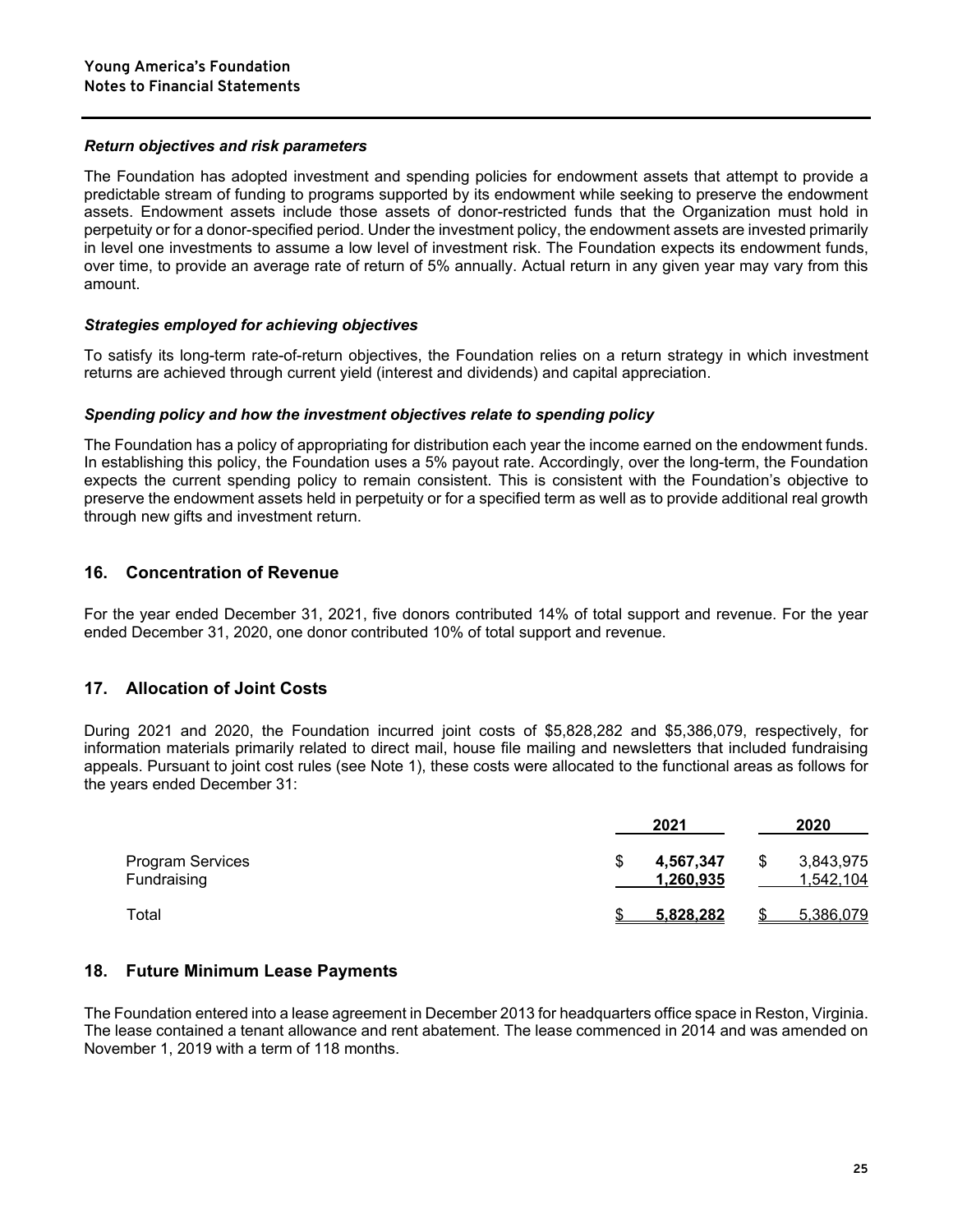***Return objectives and risk parameters***

The Foundation has adopted investment and spending policies for endowment assets that attempt to provide a predictable stream of funding to programs supported by its endowment while seeking to preserve the endowment assets. Endowment assets include those assets of donor-restricted funds that the Organization must hold in perpetuity or for a donor-specified period. Under the investment policy, the endowment assets are invested primarily in level one investments to assume a low level of investment risk. The Foundation expects its endowment funds, over time, to provide an average rate of return of 5% annually. Actual return in any given year may vary from this amount.

***Strategies employed for achieving objectives***

To satisfy its long-term rate-of-return objectives, the Foundation relies on a return strategy in which investment returns are achieved through current yield (interest and dividends) and capital appreciation.

***Spending policy and how the investment objectives relate to spending policy***

The Foundation has a policy of appropriating for distribution each year the income earned on the endowment funds. In establishing this policy, the Foundation uses a 5% payout rate. Accordingly, over the long-term, the Foundation expects the current spending policy to remain consistent. This is consistent with the Foundation's objective to preserve the endowment assets held in perpetuity or for a specified term as well as to provide additional real growth through new gifts and investment return.

## 16. Concentration of Revenue

For the year ended December 31, 2021, five donors contributed 14% of total support and revenue. For the year ended December 31, 2020, one donor contributed 10% of total support and revenue.

## 17. Allocation of Joint Costs

During 2021 and 2020, the Foundation incurred joint costs of $5,828,282 and $5,386,079, respectively, for information materials primarily related to direct mail, house file mailing and newsletters that included fundraising appeals. Pursuant to joint cost rules (see Note 1), these costs were allocated to the functional areas as follows for the years ended December 31:

| | 2021 | 2020 |
|---|---|---|
| Program Services | $ **4,567,347** | $ 3,843,975 |
| Fundraising | **1,260,935** | 1,542,104 |
| Total | $ **5,828,282** | $ 5,386,079 |

## 18. Future Minimum Lease Payments

The Foundation entered into a lease agreement in December 2013 for headquarters office space in Reston, Virginia. The lease contained a tenant allowance and rent abatement. The lease commenced in 2014 and was amended on November 1, 2019 with a term of 118 months.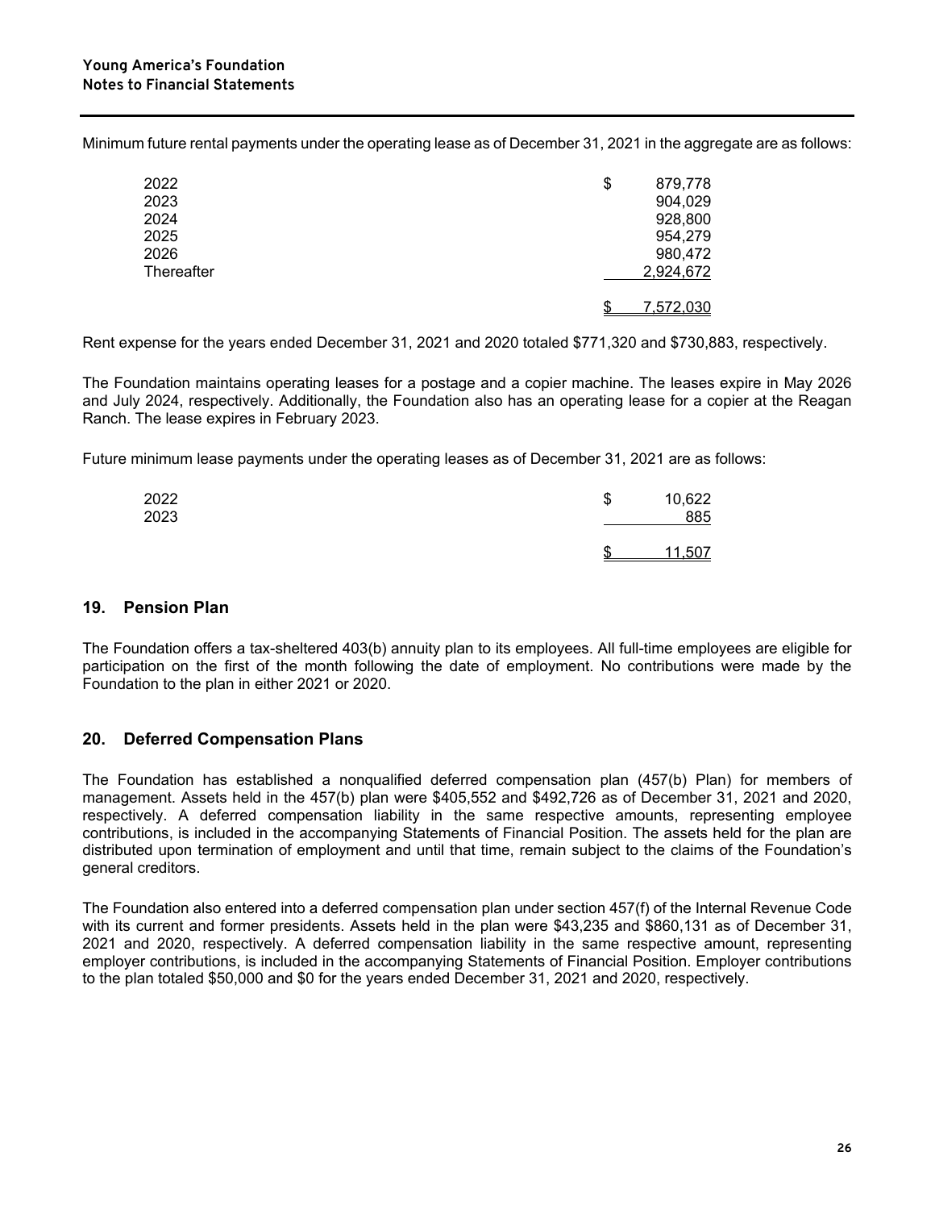Minimum future rental payments under the operating lease as of December 31, 2021 in the aggregate are as follows:

| | |
|---|---|
| 2022 | $ 879,778 |
| 2023 | 904,029 |
| 2024 | 928,800 |
| 2025 | 954,279 |
| 2026 | 980,472 |
| Thereafter | 2,924,672 |
| | $ 7,572,030 |

Rent expense for the years ended December 31, 2021 and 2020 totaled $771,320 and $730,883, respectively.

The Foundation maintains operating leases for a postage and a copier machine. The leases expire in May 2026 and July 2024, respectively. Additionally, the Foundation also has an operating lease for a copier at the Reagan Ranch. The lease expires in February 2023.

Future minimum lease payments under the operating leases as of December 31, 2021 are as follows:

| | |
|---|---|
| 2022 | $ 10,622 |
| 2023 | 885 |
| | $ 11,507 |

## 19. Pension Plan

The Foundation offers a tax-sheltered 403(b) annuity plan to its employees. All full-time employees are eligible for participation on the first of the month following the date of employment. No contributions were made by the Foundation to the plan in either 2021 or 2020.

## 20. Deferred Compensation Plans

The Foundation has established a nonqualified deferred compensation plan (457(b) Plan) for members of management. Assets held in the 457(b) plan were $405,552 and $492,726 as of December 31, 2021 and 2020, respectively. A deferred compensation liability in the same respective amounts, representing employee contributions, is included in the accompanying Statements of Financial Position. The assets held for the plan are distributed upon termination of employment and until that time, remain subject to the claims of the Foundation's general creditors.

The Foundation also entered into a deferred compensation plan under section 457(f) of the Internal Revenue Code with its current and former presidents. Assets held in the plan were $43,235 and $860,131 as of December 31, 2021 and 2020, respectively. A deferred compensation liability in the same respective amount, representing employer contributions, is included in the accompanying Statements of Financial Position. Employer contributions to the plan totaled $50,000 and $0 for the years ended December 31, 2021 and 2020, respectively.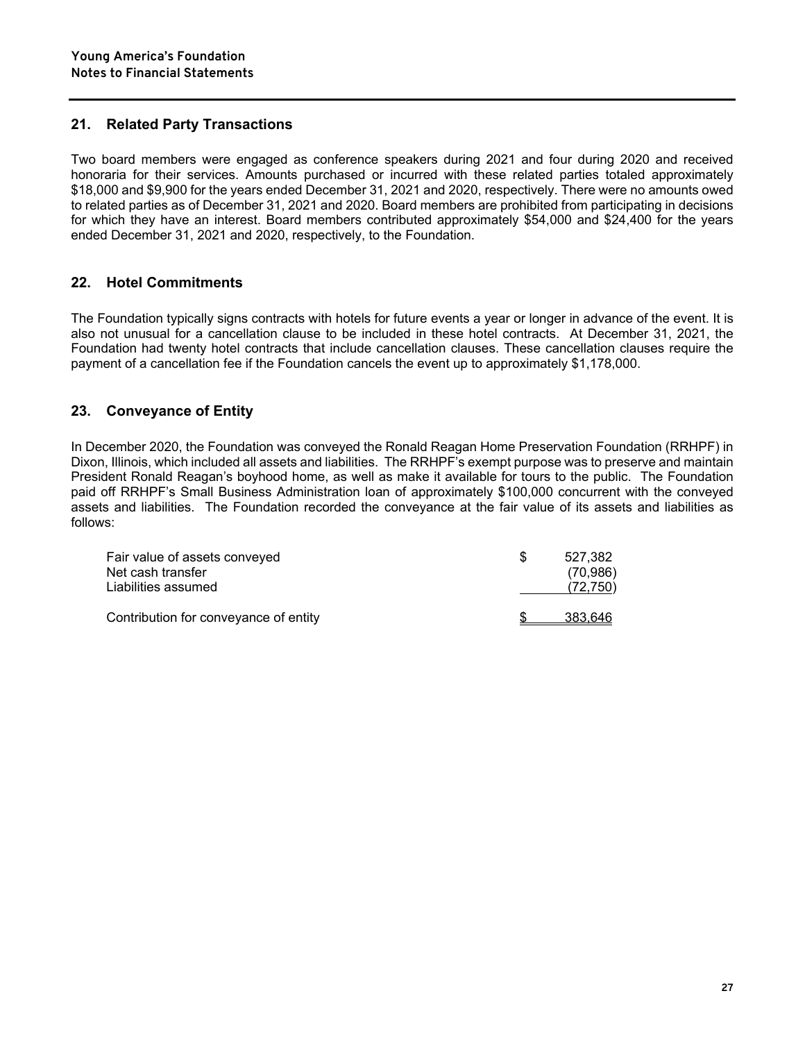## 21. Related Party Transactions

Two board members were engaged as conference speakers during 2021 and four during 2020 and received honoraria for their services. Amounts purchased or incurred with these related parties totaled approximately $18,000 and $9,900 for the years ended December 31, 2021 and 2020, respectively. There were no amounts owed to related parties as of December 31, 2021 and 2020. Board members are prohibited from participating in decisions for which they have an interest. Board members contributed approximately $54,000 and $24,400 for the years ended December 31, 2021 and 2020, respectively, to the Foundation.

## 22. Hotel Commitments

The Foundation typically signs contracts with hotels for future events a year or longer in advance of the event. It is also not unusual for a cancellation clause to be included in these hotel contracts. At December 31, 2021, the Foundation had twenty hotel contracts that include cancellation clauses. These cancellation clauses require the payment of a cancellation fee if the Foundation cancels the event up to approximately $1,178,000.

## 23. Conveyance of Entity

In December 2020, the Foundation was conveyed the Ronald Reagan Home Preservation Foundation (RRHPF) in Dixon, Illinois, which included all assets and liabilities. The RRHPF's exempt purpose was to preserve and maintain President Ronald Reagan's boyhood home, as well as make it available for tours to the public. The Foundation paid off RRHPF's Small Business Administration loan of approximately $100,000 concurrent with the conveyed assets and liabilities. The Foundation recorded the conveyance at the fair value of its assets and liabilities as follows:

| | |
|---|---|
| Fair value of assets conveyed | $ 527,382 |
| Net cash transfer | (70,986) |
| Liabilities assumed | (72,750) |
| Contribution for conveyance of entity | $ 383,646 |